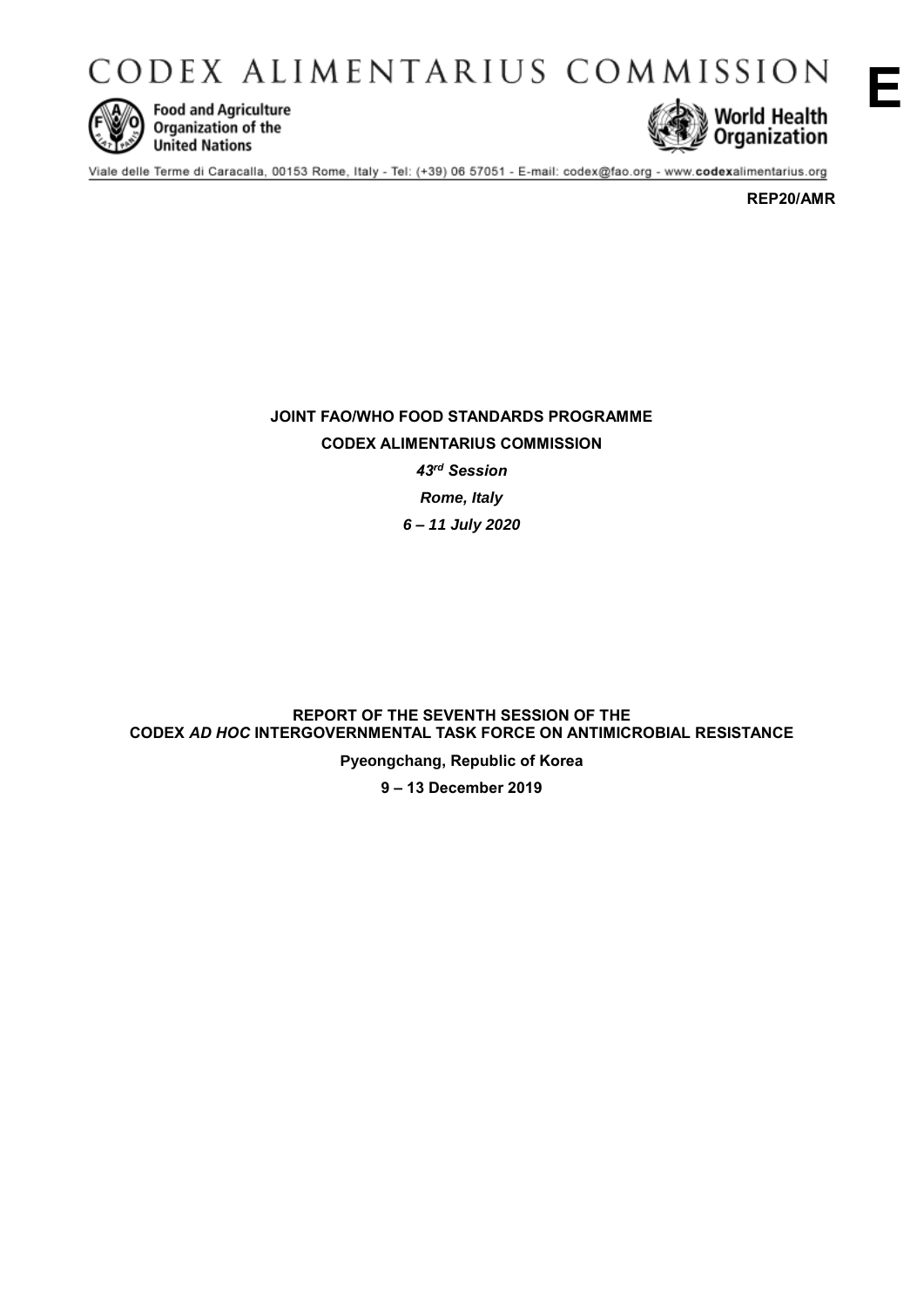# CODEX ALIMENTARIUS COMMISSION

**E**

Food and Agriculture Organization of the United Nations

World Health Organization

Viale delle Terme di Caracalla, 00153 Rome, Italy - Tel: (+39) 06 57051 - E-mail: codex@fao.org - www.codexalimentarius.org

**REP20/AMR**

**JOINT FAO/WHO FOOD STANDARDS PROGRAMME**

**CODEX ALIMENTARIUS COMMISSION**

***43rd Session***

***Rome, Italy***

***6 – 11 July 2020***

**REPORT OF THE SEVENTH SESSION OF THE CODEX *AD HOC* INTERGOVERNMENTAL TASK FORCE ON ANTIMICROBIAL RESISTANCE**

**Pyeongchang, Republic of Korea**

**9 – 13 December 2019**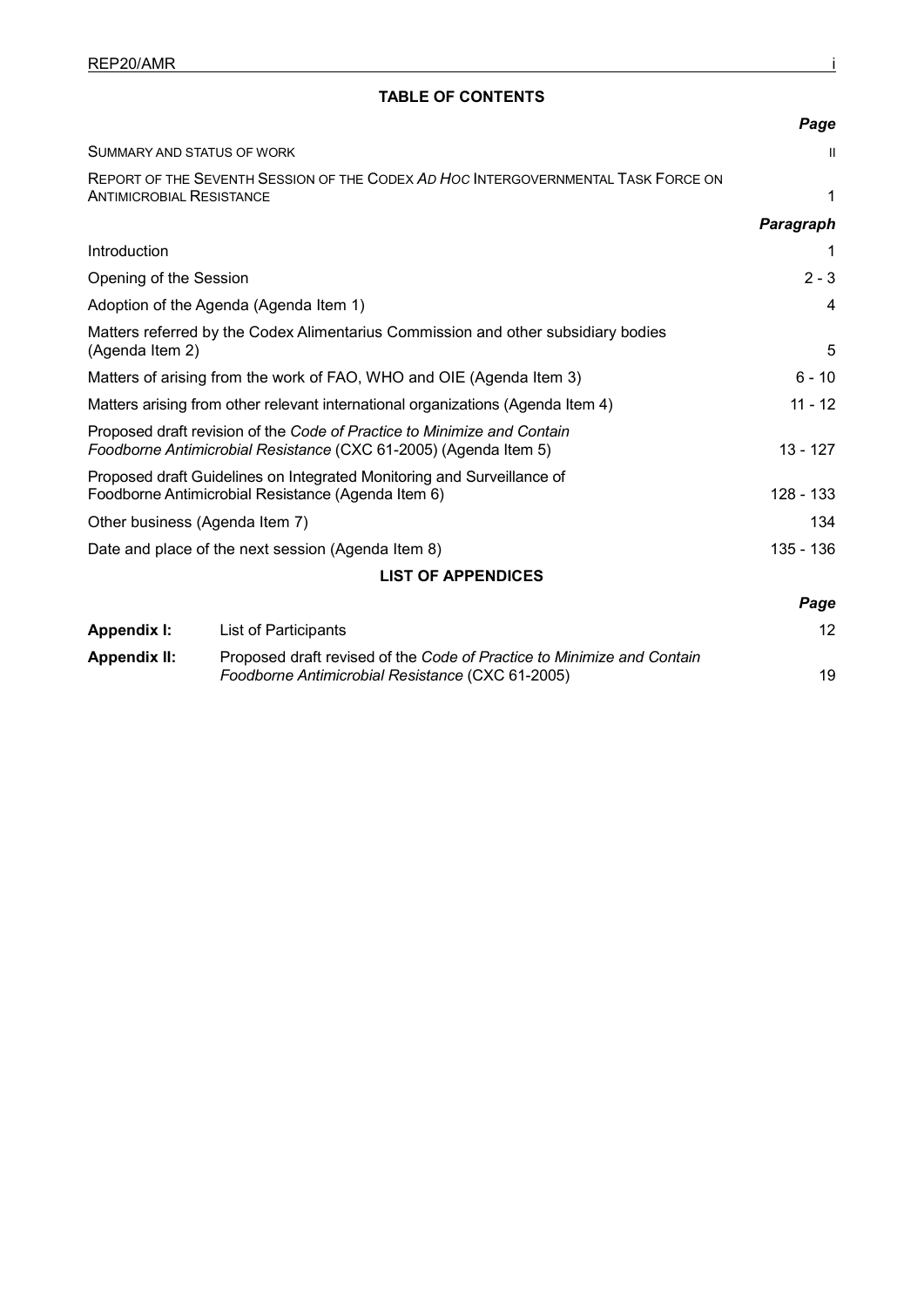## TABLE OF CONTENTS

| | *Page* |
|---|---|
| SUMMARY AND STATUS OF WORK | II |
| REPORT OF THE SEVENTH SESSION OF THE CODEX *AD HOC* INTERGOVERNMENTAL TASK FORCE ON ANTIMICROBIAL RESISTANCE | 1 |
| | ***Paragraph*** |
| Introduction | 1 |
| Opening of the Session | 2 - 3 |
| Adoption of the Agenda (Agenda Item 1) | 4 |
| Matters referred by the Codex Alimentarius Commission and other subsidiary bodies (Agenda Item 2) | 5 |
| Matters of arising from the work of FAO, WHO and OIE (Agenda Item 3) | 6 - 10 |
| Matters arising from other relevant international organizations (Agenda Item 4) | 11 - 12 |
| Proposed draft revision of the *Code of Practice to Minimize and Contain Foodborne Antimicrobial Resistance* (CXC 61-2005) (Agenda Item 5) | 13 - 127 |
| Proposed draft Guidelines on Integrated Monitoring and Surveillance of Foodborne Antimicrobial Resistance (Agenda Item 6) | 128 - 133 |
| Other business (Agenda Item 7) | 134 |
| Date and place of the next session (Agenda Item 8) | 135 - 136 |

## LIST OF APPENDICES

| | | *Page* |
|---|---|---|
| **Appendix I:** | List of Participants | 12 |
| **Appendix II:** | Proposed draft revised of the *Code of Practice to Minimize and Contain Foodborne Antimicrobial Resistance* (CXC 61-2005) | 19 |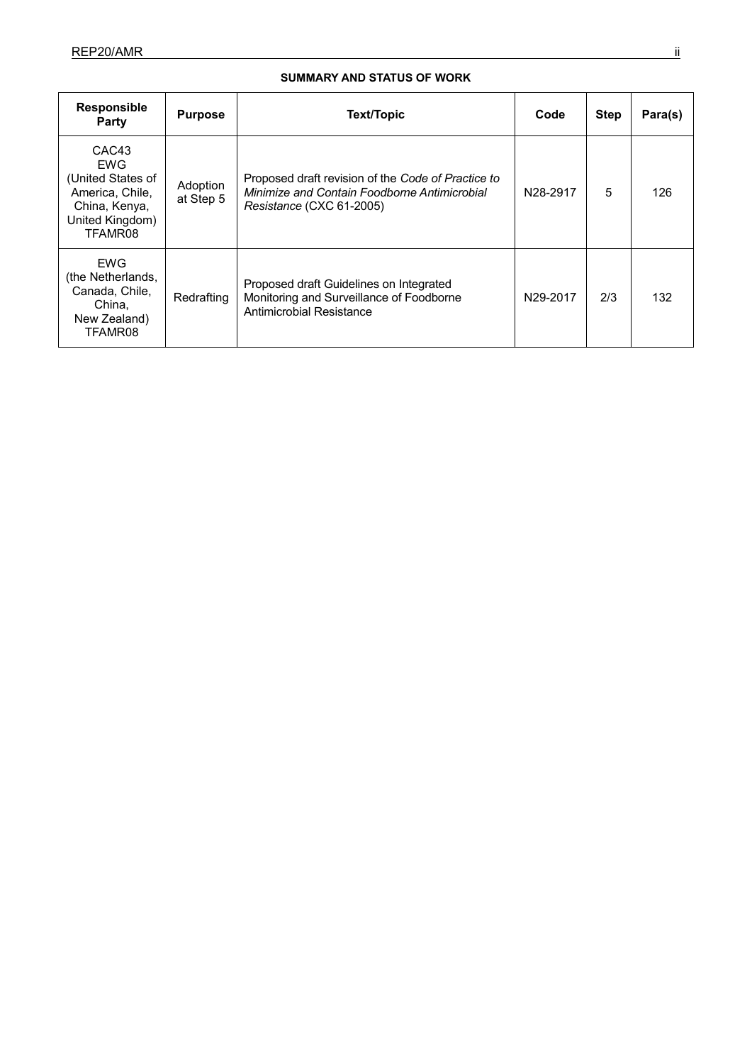**SUMMARY AND STATUS OF WORK**

| Responsible Party | Purpose | Text/Topic | Code | Step | Para(s) |
|---|---|---|---|---|---|
| CAC43 EWG (United States of America, Chile, China, Kenya, United Kingdom) TFAMR08 | Adoption at Step 5 | Proposed draft revision of the *Code of Practice to Minimize and Contain Foodborne Antimicrobial Resistance* (CXC 61-2005) | N28-2917 | 5 | 126 |
| EWG (the Netherlands, Canada, Chile, China, New Zealand) TFAMR08 | Redrafting | Proposed draft Guidelines on Integrated Monitoring and Surveillance of Foodborne Antimicrobial Resistance | N29-2017 | 2/3 | 132 |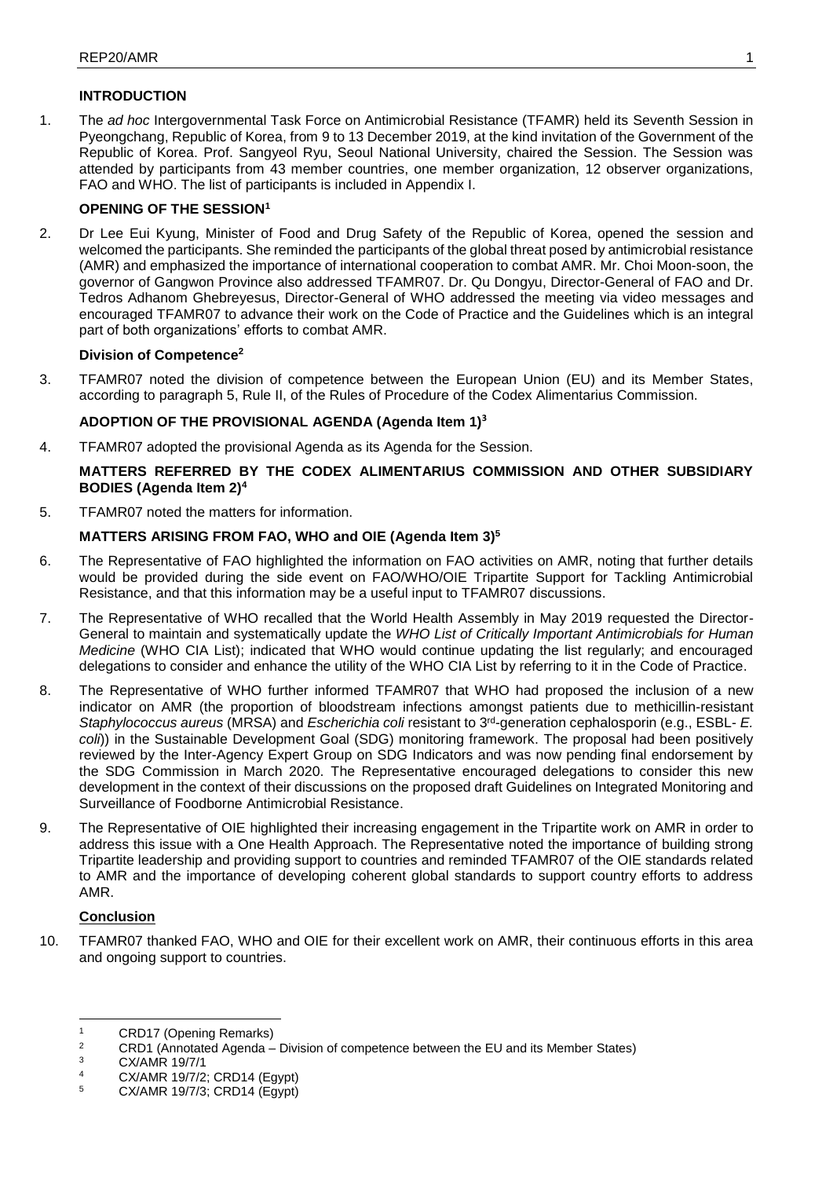## INTRODUCTION

1. The *ad hoc* Intergovernmental Task Force on Antimicrobial Resistance (TFAMR) held its Seventh Session in Pyeongchang, Republic of Korea, from 9 to 13 December 2019, at the kind invitation of the Government of the Republic of Korea. Prof. Sangyeol Ryu, Seoul National University, chaired the Session. The Session was attended by participants from 43 member countries, one member organization, 12 observer organizations, FAO and WHO. The list of participants is included in Appendix I.

## OPENING OF THE SESSION[1]

2. Dr Lee Eui Kyung, Minister of Food and Drug Safety of the Republic of Korea, opened the session and welcomed the participants. She reminded the participants of the global threat posed by antimicrobial resistance (AMR) and emphasized the importance of international cooperation to combat AMR. Mr. Choi Moon-soon, the governor of Gangwon Province also addressed TFAMR07. Dr. Qu Dongyu, Director-General of FAO and Dr. Tedros Adhanom Ghebreyesus, Director-General of WHO addressed the meeting via video messages and encouraged TFAMR07 to advance their work on the Code of Practice and the Guidelines which is an integral part of both organizations' efforts to combat AMR.

### Division of Competence[2]

3. TFAMR07 noted the division of competence between the European Union (EU) and its Member States, according to paragraph 5, Rule II, of the Rules of Procedure of the Codex Alimentarius Commission.

## ADOPTION OF THE PROVISIONAL AGENDA (Agenda Item 1)[3]

4. TFAMR07 adopted the provisional Agenda as its Agenda for the Session.

## MATTERS REFERRED BY THE CODEX ALIMENTARIUS COMMISSION AND OTHER SUBSIDIARY BODIES (Agenda Item 2)[4]

5. TFAMR07 noted the matters for information.

## MATTERS ARISING FROM FAO, WHO and OIE (Agenda Item 3)[5]

6. The Representative of FAO highlighted the information on FAO activities on AMR, noting that further details would be provided during the side event on FAO/WHO/OIE Tripartite Support for Tackling Antimicrobial Resistance, and that this information may be a useful input to TFAMR07 discussions.

7. The Representative of WHO recalled that the World Health Assembly in May 2019 requested the Director-General to maintain and systematically update the *WHO List of Critically Important Antimicrobials for Human Medicine* (WHO CIA List); indicated that WHO would continue updating the list regularly; and encouraged delegations to consider and enhance the utility of the WHO CIA List by referring to it in the Code of Practice.

8. The Representative of WHO further informed TFAMR07 that WHO had proposed the inclusion of a new indicator on AMR (the proportion of bloodstream infections amongst patients due to methicillin-resistant *Staphylococcus aureus* (MRSA) and *Escherichia coli* resistant to 3rd-generation cephalosporin (e.g., ESBL- *E. coli*)) in the Sustainable Development Goal (SDG) monitoring framework. The proposal had been positively reviewed by the Inter-Agency Expert Group on SDG Indicators and was now pending final endorsement by the SDG Commission in March 2020. The Representative encouraged delegations to consider this new development in the context of their discussions on the proposed draft Guidelines on Integrated Monitoring and Surveillance of Foodborne Antimicrobial Resistance.

9. The Representative of OIE highlighted their increasing engagement in the Tripartite work on AMR in order to address this issue with a One Health Approach. The Representative noted the importance of building strong Tripartite leadership and providing support to countries and reminded TFAMR07 of the OIE standards related to AMR and the importance of developing coherent global standards to support country efforts to address AMR.

### Conclusion

10. TFAMR07 thanked FAO, WHO and OIE for their excellent work on AMR, their continuous efforts in this area and ongoing support to countries.

---

[1] CRD17 (Opening Remarks)

[2] CRD1 (Annotated Agenda – Division of competence between the EU and its Member States)

[3] CX/AMR 19/7/1

[4] CX/AMR 19/7/2; CRD14 (Egypt)

[5] CX/AMR 19/7/3; CRD14 (Egypt)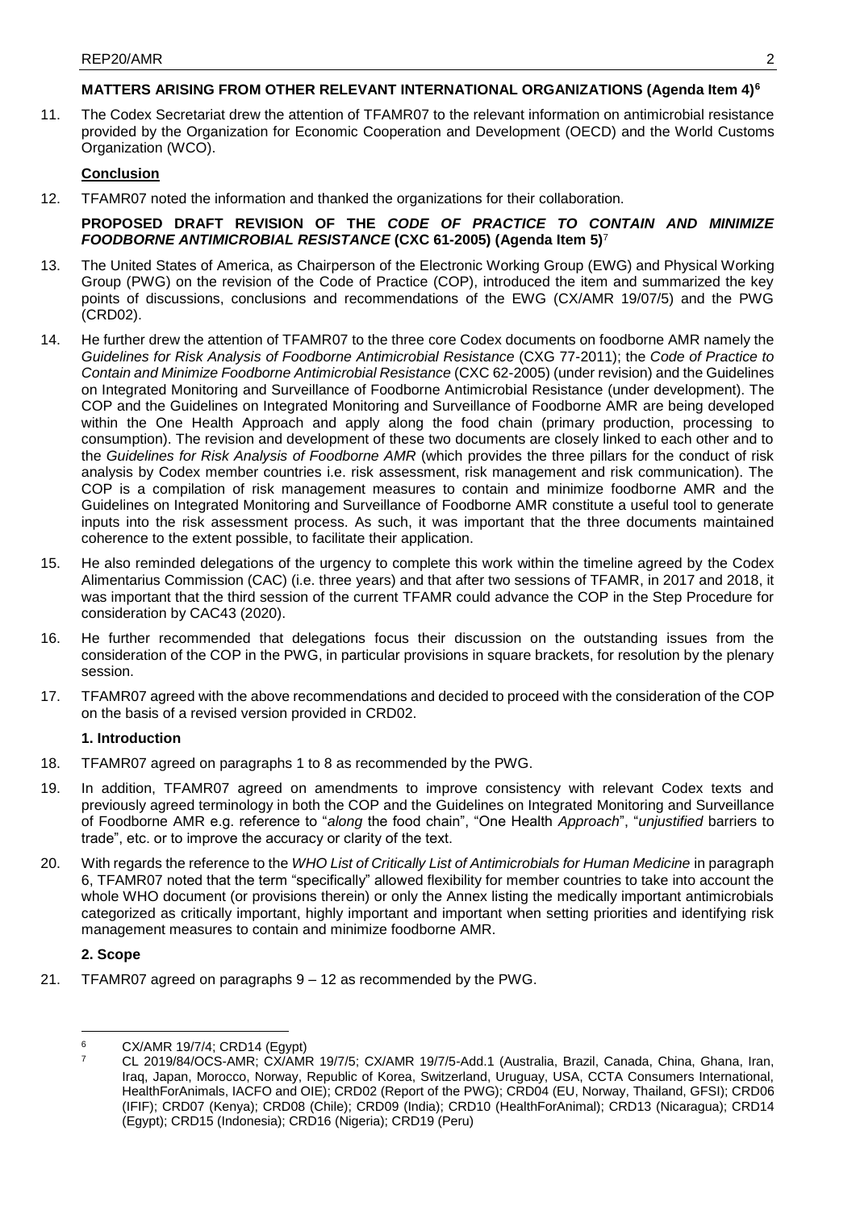## MATTERS ARISING FROM OTHER RELEVANT INTERNATIONAL ORGANIZATIONS (Agenda Item 4)[6]

11. The Codex Secretariat drew the attention of TFAMR07 to the relevant information on antimicrobial resistance provided by the Organization for Economic Cooperation and Development (OECD) and the World Customs Organization (WCO).

**Conclusion**

12. TFAMR07 noted the information and thanked the organizations for their collaboration.

## PROPOSED DRAFT REVISION OF THE *CODE OF PRACTICE TO CONTAIN AND MINIMIZE FOODBORNE ANTIMICROBIAL RESISTANCE* (CXC 61-2005) (Agenda Item 5)[7]

13. The United States of America, as Chairperson of the Electronic Working Group (EWG) and Physical Working Group (PWG) on the revision of the Code of Practice (COP), introduced the item and summarized the key points of discussions, conclusions and recommendations of the EWG (CX/AMR 19/07/5) and the PWG (CRD02).

14. He further drew the attention of TFAMR07 to the three core Codex documents on foodborne AMR namely the *Guidelines for Risk Analysis of Foodborne Antimicrobial Resistance* (CXG 77-2011); the *Code of Practice to Contain and Minimize Foodborne Antimicrobial Resistance* (CXC 62-2005) (under revision) and the Guidelines on Integrated Monitoring and Surveillance of Foodborne Antimicrobial Resistance (under development). The COP and the Guidelines on Integrated Monitoring and Surveillance of Foodborne AMR are being developed within the One Health Approach and apply along the food chain (primary production, processing to consumption). The revision and development of these two documents are closely linked to each other and to the *Guidelines for Risk Analysis of Foodborne AMR* (which provides the three pillars for the conduct of risk analysis by Codex member countries i.e. risk assessment, risk management and risk communication). The COP is a compilation of risk management measures to contain and minimize foodborne AMR and the Guidelines on Integrated Monitoring and Surveillance of Foodborne AMR constitute a useful tool to generate inputs into the risk assessment process. As such, it was important that the three documents maintained coherence to the extent possible, to facilitate their application.

15. He also reminded delegations of the urgency to complete this work within the timeline agreed by the Codex Alimentarius Commission (CAC) (i.e. three years) and that after two sessions of TFAMR, in 2017 and 2018, it was important that the third session of the current TFAMR could advance the COP in the Step Procedure for consideration by CAC43 (2020).

16. He further recommended that delegations focus their discussion on the outstanding issues from the consideration of the COP in the PWG, in particular provisions in square brackets, for resolution by the plenary session.

17. TFAMR07 agreed with the above recommendations and decided to proceed with the consideration of the COP on the basis of a revised version provided in CRD02.

### 1. Introduction

18. TFAMR07 agreed on paragraphs 1 to 8 as recommended by the PWG.

19. In addition, TFAMR07 agreed on amendments to improve consistency with relevant Codex texts and previously agreed terminology in both the COP and the Guidelines on Integrated Monitoring and Surveillance of Foodborne AMR e.g. reference to "*along* the food chain", "One Health *Approach*", "*unjustified* barriers to trade", etc. or to improve the accuracy or clarity of the text.

20. With regards the reference to the *WHO List of Critically List of Antimicrobials for Human Medicine* in paragraph 6, TFAMR07 noted that the term "specifically" allowed flexibility for member countries to take into account the whole WHO document (or provisions therein) or only the Annex listing the medically important antimicrobials categorized as critically important, highly important and important when setting priorities and identifying risk management measures to contain and minimize foodborne AMR.

### 2. Scope

21. TFAMR07 agreed on paragraphs 9 – 12 as recommended by the PWG.

---

[6] CX/AMR 19/7/4; CRD14 (Egypt)

[7] CL 2019/84/OCS-AMR; CX/AMR 19/7/5; CX/AMR 19/7/5-Add.1 (Australia, Brazil, Canada, China, Ghana, Iran, Iraq, Japan, Morocco, Norway, Republic of Korea, Switzerland, Uruguay, USA, CCTA Consumers International, HealthForAnimals, IACFO and OIE); CRD02 (Report of the PWG); CRD04 (EU, Norway, Thailand, GFSI); CRD06 (IFIF); CRD07 (Kenya); CRD08 (Chile); CRD09 (India); CRD10 (HealthForAnimal); CRD13 (Nicaragua); CRD14 (Egypt); CRD15 (Indonesia); CRD16 (Nigeria); CRD19 (Peru)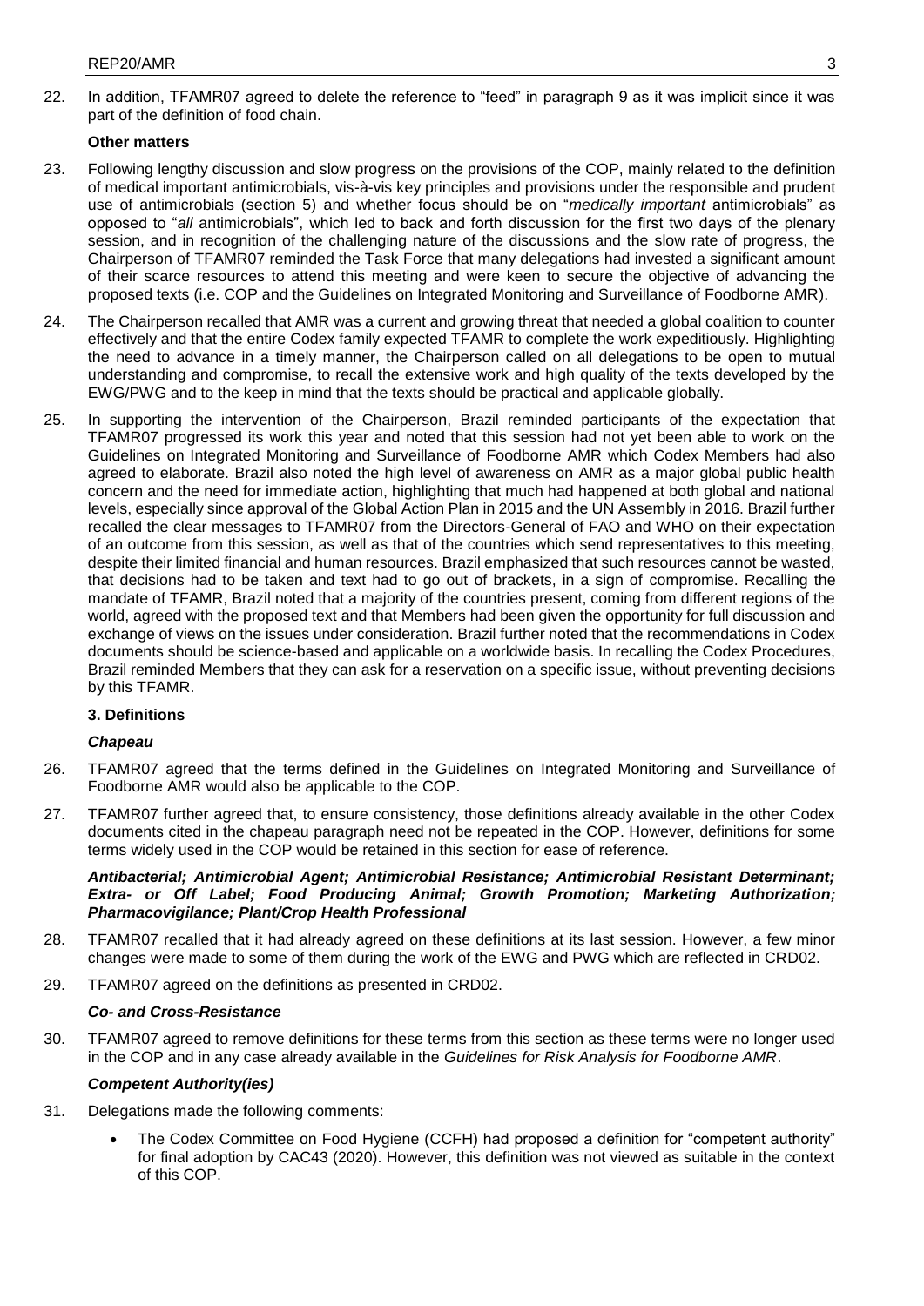22. In addition, TFAMR07 agreed to delete the reference to "feed" in paragraph 9 as it was implicit since it was part of the definition of food chain.

**Other matters**

23. Following lengthy discussion and slow progress on the provisions of the COP, mainly related to the definition of medical important antimicrobials, vis-à-vis key principles and provisions under the responsible and prudent use of antimicrobials (section 5) and whether focus should be on "*medically important* antimicrobials" as opposed to "*all* antimicrobials", which led to back and forth discussion for the first two days of the plenary session, and in recognition of the challenging nature of the discussions and the slow rate of progress, the Chairperson of TFAMR07 reminded the Task Force that many delegations had invested a significant amount of their scarce resources to attend this meeting and were keen to secure the objective of advancing the proposed texts (i.e. COP and the Guidelines on Integrated Monitoring and Surveillance of Foodborne AMR).

24. The Chairperson recalled that AMR was a current and growing threat that needed a global coalition to counter effectively and that the entire Codex family expected TFAMR to complete the work expeditiously. Highlighting the need to advance in a timely manner, the Chairperson called on all delegations to be open to mutual understanding and compromise, to recall the extensive work and high quality of the texts developed by the EWG/PWG and to the keep in mind that the texts should be practical and applicable globally.

25. In supporting the intervention of the Chairperson, Brazil reminded participants of the expectation that TFAMR07 progressed its work this year and noted that this session had not yet been able to work on the Guidelines on Integrated Monitoring and Surveillance of Foodborne AMR which Codex Members had also agreed to elaborate. Brazil also noted the high level of awareness on AMR as a major global public health concern and the need for immediate action, highlighting that much had happened at both global and national levels, especially since approval of the Global Action Plan in 2015 and the UN Assembly in 2016. Brazil further recalled the clear messages to TFAMR07 from the Directors-General of FAO and WHO on their expectation of an outcome from this session, as well as that of the countries which send representatives to this meeting, despite their limited financial and human resources. Brazil emphasized that such resources cannot be wasted, that decisions had to be taken and text had to go out of brackets, in a sign of compromise. Recalling the mandate of TFAMR, Brazil noted that a majority of the countries present, coming from different regions of the world, agreed with the proposed text and that Members had been given the opportunity for full discussion and exchange of views on the issues under consideration. Brazil further noted that the recommendations in Codex documents should be science-based and applicable on a worldwide basis. In recalling the Codex Procedures, Brazil reminded Members that they can ask for a reservation on a specific issue, without preventing decisions by this TFAMR.

**3. Definitions**

***Chapeau***

26. TFAMR07 agreed that the terms defined in the Guidelines on Integrated Monitoring and Surveillance of Foodborne AMR would also be applicable to the COP.

27. TFAMR07 further agreed that, to ensure consistency, those definitions already available in the other Codex documents cited in the chapeau paragraph need not be repeated in the COP. However, definitions for some terms widely used in the COP would be retained in this section for ease of reference.

***Antibacterial; Antimicrobial Agent; Antimicrobial Resistance; Antimicrobial Resistant Determinant; Extra- or Off Label; Food Producing Animal; Growth Promotion; Marketing Authorization; Pharmacovigilance; Plant/Crop Health Professional***

28. TFAMR07 recalled that it had already agreed on these definitions at its last session. However, a few minor changes were made to some of them during the work of the EWG and PWG which are reflected in CRD02.

29. TFAMR07 agreed on the definitions as presented in CRD02.

***Co- and Cross-Resistance***

30. TFAMR07 agreed to remove definitions for these terms from this section as these terms were no longer used in the COP and in any case already available in the *Guidelines for Risk Analysis for Foodborne AMR*.

***Competent Authority(ies)***

31. Delegations made the following comments:

    - The Codex Committee on Food Hygiene (CCFH) had proposed a definition for "competent authority" for final adoption by CAC43 (2020). However, this definition was not viewed as suitable in the context of this COP.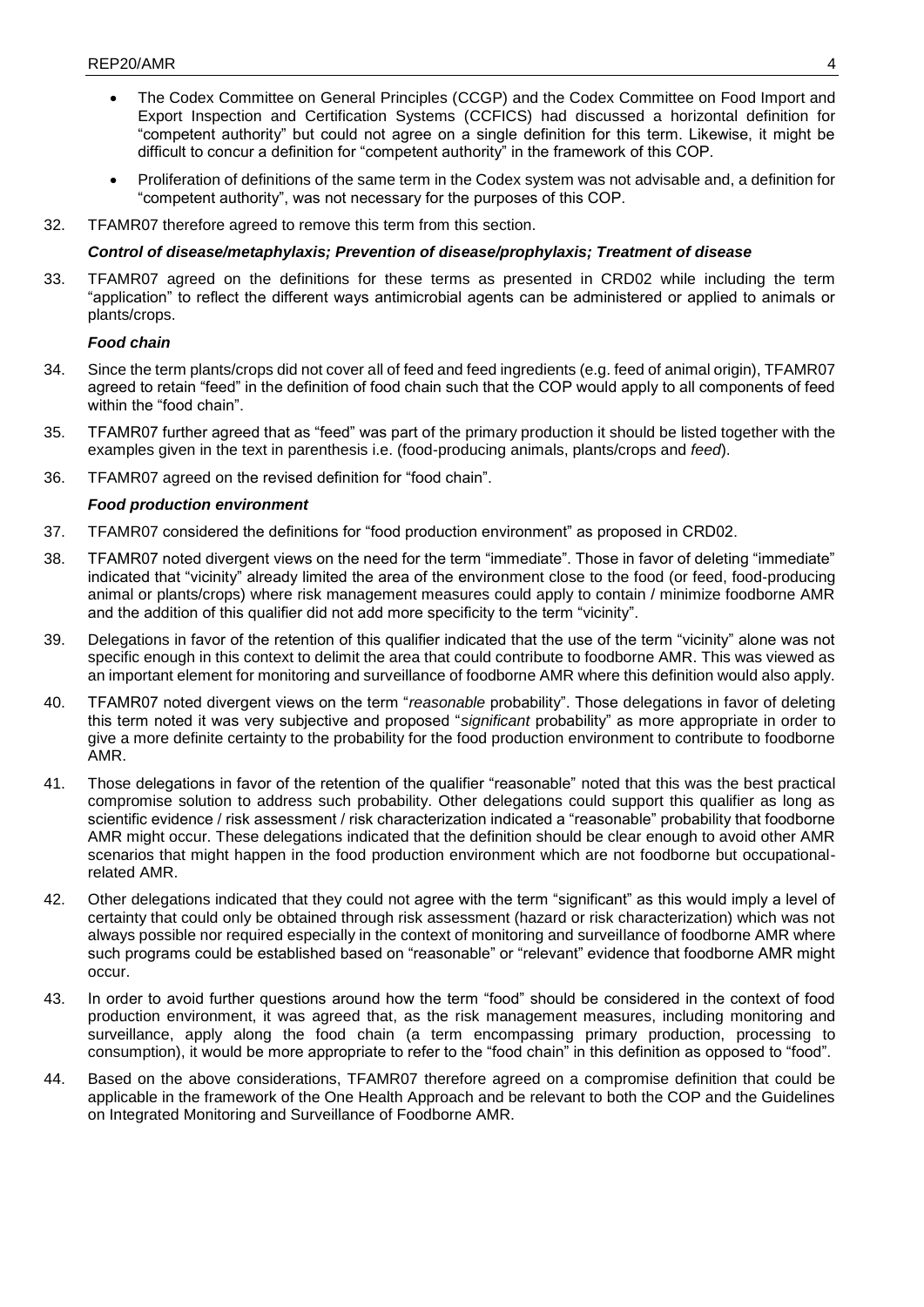- The Codex Committee on General Principles (CCGP) and the Codex Committee on Food Import and Export Inspection and Certification Systems (CCFICS) had discussed a horizontal definition for "competent authority" but could not agree on a single definition for this term. Likewise, it might be difficult to concur a definition for "competent authority" in the framework of this COP.
- Proliferation of definitions of the same term in the Codex system was not advisable and, a definition for "competent authority", was not necessary for the purposes of this COP.

32. TFAMR07 therefore agreed to remove this term from this section.

***Control of disease/metaphylaxis; Prevention of disease/prophylaxis; Treatment of disease***

33. TFAMR07 agreed on the definitions for these terms as presented in CRD02 while including the term "application" to reflect the different ways antimicrobial agents can be administered or applied to animals or plants/crops.

***Food chain***

34. Since the term plants/crops did not cover all of feed and feed ingredients (e.g. feed of animal origin), TFAMR07 agreed to retain "feed" in the definition of food chain such that the COP would apply to all components of feed within the "food chain".

35. TFAMR07 further agreed that as "feed" was part of the primary production it should be listed together with the examples given in the text in parenthesis i.e. (food-producing animals, plants/crops and *feed*).

36. TFAMR07 agreed on the revised definition for "food chain".

***Food production environment***

37. TFAMR07 considered the definitions for "food production environment" as proposed in CRD02.

38. TFAMR07 noted divergent views on the need for the term "immediate". Those in favor of deleting "immediate" indicated that "vicinity" already limited the area of the environment close to the food (or feed, food-producing animal or plants/crops) where risk management measures could apply to contain / minimize foodborne AMR and the addition of this qualifier did not add more specificity to the term "vicinity".

39. Delegations in favor of the retention of this qualifier indicated that the use of the term "vicinity" alone was not specific enough in this context to delimit the area that could contribute to foodborne AMR. This was viewed as an important element for monitoring and surveillance of foodborne AMR where this definition would also apply.

40. TFAMR07 noted divergent views on the term "*reasonable* probability". Those delegations in favor of deleting this term noted it was very subjective and proposed "*significant* probability" as more appropriate in order to give a more definite certainty to the probability for the food production environment to contribute to foodborne AMR.

41. Those delegations in favor of the retention of the qualifier "reasonable" noted that this was the best practical compromise solution to address such probability. Other delegations could support this qualifier as long as scientific evidence / risk assessment / risk characterization indicated a "reasonable" probability that foodborne AMR might occur. These delegations indicated that the definition should be clear enough to avoid other AMR scenarios that might happen in the food production environment which are not foodborne but occupational-related AMR.

42. Other delegations indicated that they could not agree with the term "significant" as this would imply a level of certainty that could only be obtained through risk assessment (hazard or risk characterization) which was not always possible nor required especially in the context of monitoring and surveillance of foodborne AMR where such programs could be established based on "reasonable" or "relevant" evidence that foodborne AMR might occur.

43. In order to avoid further questions around how the term "food" should be considered in the context of food production environment, it was agreed that, as the risk management measures, including monitoring and surveillance, apply along the food chain (a term encompassing primary production, processing to consumption), it would be more appropriate to refer to the "food chain" in this definition as opposed to "food".

44. Based on the above considerations, TFAMR07 therefore agreed on a compromise definition that could be applicable in the framework of the One Health Approach and be relevant to both the COP and the Guidelines on Integrated Monitoring and Surveillance of Foodborne AMR.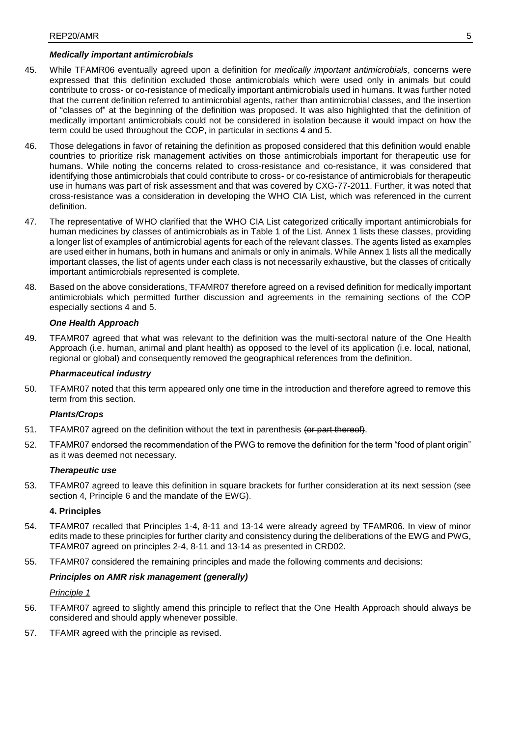### *Medically important antimicrobials*

45. While TFAMR06 eventually agreed upon a definition for *medically important antimicrobials*, concerns were expressed that this definition excluded those antimicrobials which were used only in animals but could contribute to cross- or co-resistance of medically important antimicrobials used in humans. It was further noted that the current definition referred to antimicrobial agents, rather than antimicrobial classes, and the insertion of "classes of" at the beginning of the definition was proposed. It was also highlighted that the definition of medically important antimicrobials could not be considered in isolation because it would impact on how the term could be used throughout the COP, in particular in sections 4 and 5.

46. Those delegations in favor of retaining the definition as proposed considered that this definition would enable countries to prioritize risk management activities on those antimicrobials important for therapeutic use for humans. While noting the concerns related to cross-resistance and co-resistance, it was considered that identifying those antimicrobials that could contribute to cross- or co-resistance of antimicrobials for therapeutic use in humans was part of risk assessment and that was covered by CXG-77-2011. Further, it was noted that cross-resistance was a consideration in developing the WHO CIA List, which was referenced in the current definition.

47. The representative of WHO clarified that the WHO CIA List categorized critically important antimicrobials for human medicines by classes of antimicrobials as in Table 1 of the List. Annex 1 lists these classes, providing a longer list of examples of antimicrobial agents for each of the relevant classes. The agents listed as examples are used either in humans, both in humans and animals or only in animals. While Annex 1 lists all the medically important classes, the list of agents under each class is not necessarily exhaustive, but the classes of critically important antimicrobials represented is complete.

48. Based on the above considerations, TFAMR07 therefore agreed on a revised definition for medically important antimicrobials which permitted further discussion and agreements in the remaining sections of the COP especially sections 4 and 5.

### *One Health Approach*

49. TFAMR07 agreed that what was relevant to the definition was the multi-sectoral nature of the One Health Approach (i.e. human, animal and plant health) as opposed to the level of its application (i.e. local, national, regional or global) and consequently removed the geographical references from the definition.

### *Pharmaceutical industry*

50. TFAMR07 noted that this term appeared only one time in the introduction and therefore agreed to remove this term from this section.

### *Plants/Crops*

51. TFAMR07 agreed on the definition without the text in parenthesis ~~(or part thereof)~~.

52. TFAMR07 endorsed the recommendation of the PWG to remove the definition for the term "food of plant origin" as it was deemed not necessary.

### *Therapeutic use*

53. TFAMR07 agreed to leave this definition in square brackets for further consideration at its next session (see section 4, Principle 6 and the mandate of the EWG).

### 4. Principles

54. TFAMR07 recalled that Principles 1-4, 8-11 and 13-14 were already agreed by TFAMR06. In view of minor edits made to these principles for further clarity and consistency during the deliberations of the EWG and PWG, TFAMR07 agreed on principles 2-4, 8-11 and 13-14 as presented in CRD02.

55. TFAMR07 considered the remaining principles and made the following comments and decisions:

### *Principles on AMR risk management (generally)*

<u>*Principle 1*</u>

56. TFAMR07 agreed to slightly amend this principle to reflect that the One Health Approach should always be considered and should apply whenever possible.

57. TFAMR agreed with the principle as revised.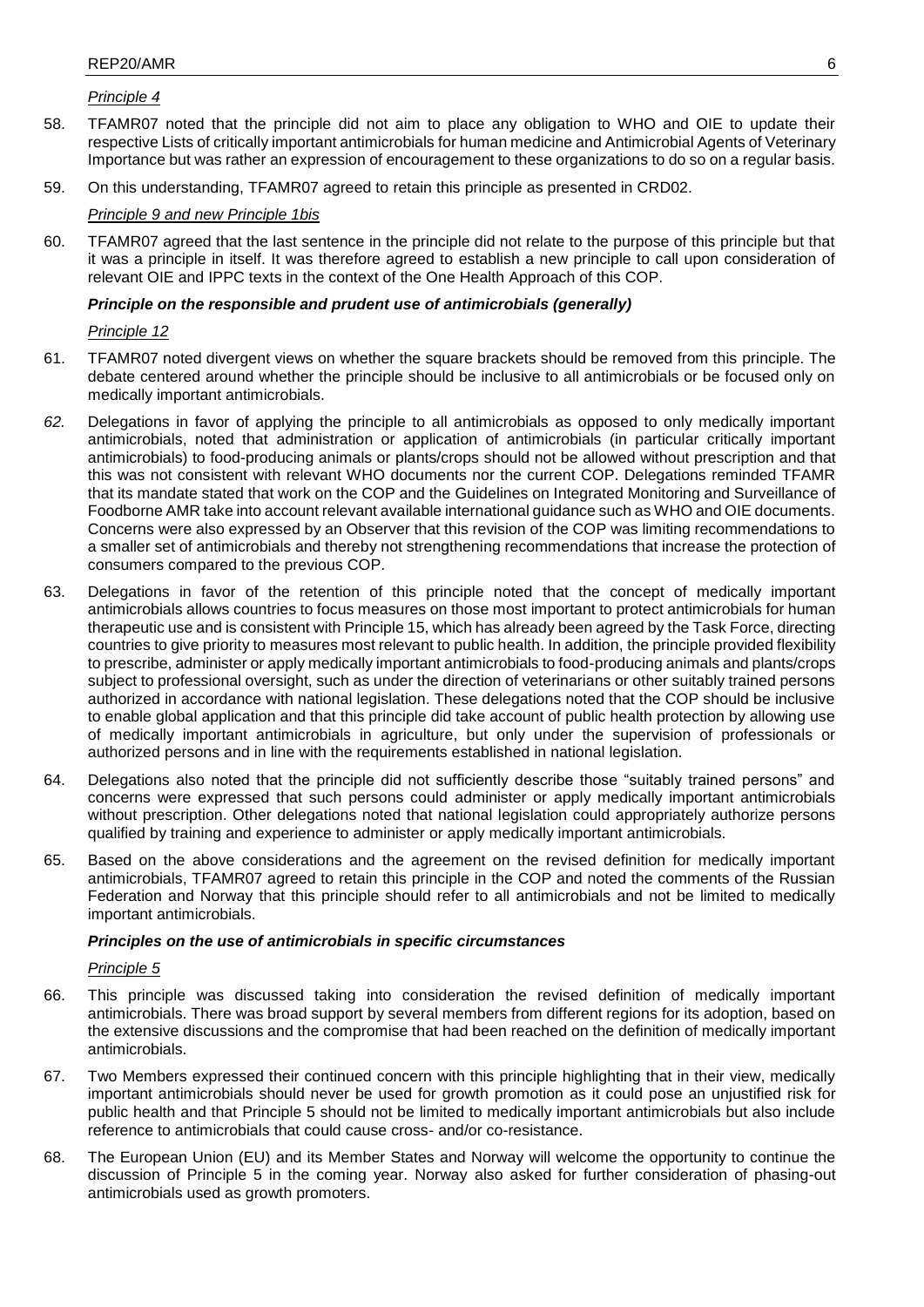*Principle 4*

58. TFAMR07 noted that the principle did not aim to place any obligation to WHO and OIE to update their respective Lists of critically important antimicrobials for human medicine and Antimicrobial Agents of Veterinary Importance but was rather an expression of encouragement to these organizations to do so on a regular basis.

59. On this understanding, TFAMR07 agreed to retain this principle as presented in CRD02.

*Principle 9 and new Principle 1bis*

60. TFAMR07 agreed that the last sentence in the principle did not relate to the purpose of this principle but that it was a principle in itself. It was therefore agreed to establish a new principle to call upon consideration of relevant OIE and IPPC texts in the context of the One Health Approach of this COP.

***Principle on the responsible and prudent use of antimicrobials (generally)***

*Principle 12*

61. TFAMR07 noted divergent views on whether the square brackets should be removed from this principle. The debate centered around whether the principle should be inclusive to all antimicrobials or be focused only on medically important antimicrobials.

62. Delegations in favor of applying the principle to all antimicrobials as opposed to only medically important antimicrobials, noted that administration or application of antimicrobials (in particular critically important antimicrobials) to food-producing animals or plants/crops should not be allowed without prescription and that this was not consistent with relevant WHO documents nor the current COP. Delegations reminded TFAMR that its mandate stated that work on the COP and the Guidelines on Integrated Monitoring and Surveillance of Foodborne AMR take into account relevant available international guidance such as WHO and OIE documents. Concerns were also expressed by an Observer that this revision of the COP was limiting recommendations to a smaller set of antimicrobials and thereby not strengthening recommendations that increase the protection of consumers compared to the previous COP.

63. Delegations in favor of the retention of this principle noted that the concept of medically important antimicrobials allows countries to focus measures on those most important to protect antimicrobials for human therapeutic use and is consistent with Principle 15, which has already been agreed by the Task Force, directing countries to give priority to measures most relevant to public health. In addition, the principle provided flexibility to prescribe, administer or apply medically important antimicrobials to food-producing animals and plants/crops subject to professional oversight, such as under the direction of veterinarians or other suitably trained persons authorized in accordance with national legislation. These delegations noted that the COP should be inclusive to enable global application and that this principle did take account of public health protection by allowing use of medically important antimicrobials in agriculture, but only under the supervision of professionals or authorized persons and in line with the requirements established in national legislation.

64. Delegations also noted that the principle did not sufficiently describe those "suitably trained persons" and concerns were expressed that such persons could administer or apply medically important antimicrobials without prescription. Other delegations noted that national legislation could appropriately authorize persons qualified by training and experience to administer or apply medically important antimicrobials.

65. Based on the above considerations and the agreement on the revised definition for medically important antimicrobials, TFAMR07 agreed to retain this principle in the COP and noted the comments of the Russian Federation and Norway that this principle should refer to all antimicrobials and not be limited to medically important antimicrobials.

***Principles on the use of antimicrobials in specific circumstances***

*Principle 5*

66. This principle was discussed taking into consideration the revised definition of medically important antimicrobials. There was broad support by several members from different regions for its adoption, based on the extensive discussions and the compromise that had been reached on the definition of medically important antimicrobials.

67. Two Members expressed their continued concern with this principle highlighting that in their view, medically important antimicrobials should never be used for growth promotion as it could pose an unjustified risk for public health and that Principle 5 should not be limited to medically important antimicrobials but also include reference to antimicrobials that could cause cross- and/or co-resistance.

68. The European Union (EU) and its Member States and Norway will welcome the opportunity to continue the discussion of Principle 5 in the coming year. Norway also asked for further consideration of phasing-out antimicrobials used as growth promoters.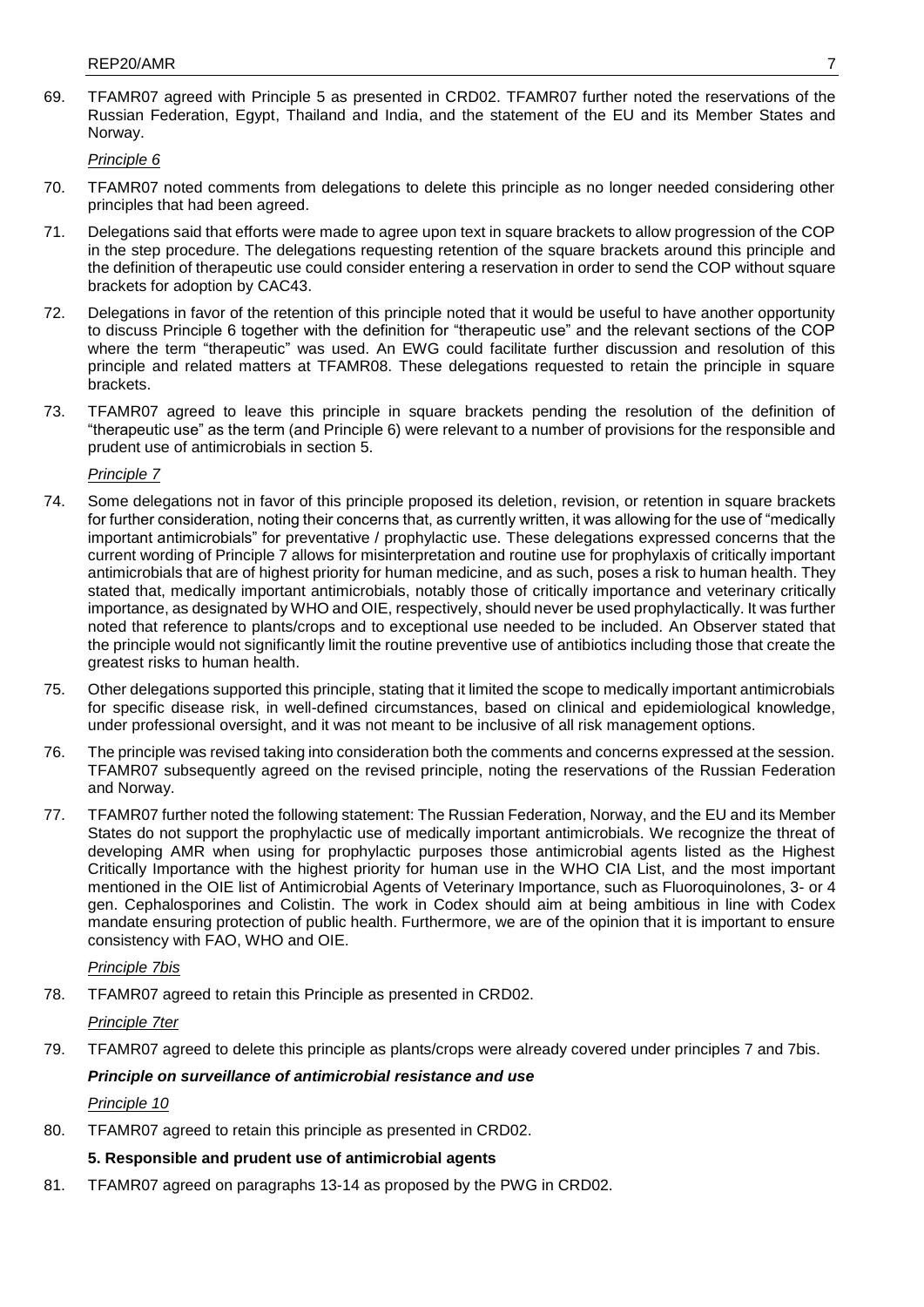69. TFAMR07 agreed with Principle 5 as presented in CRD02. TFAMR07 further noted the reservations of the Russian Federation, Egypt, Thailand and India, and the statement of the EU and its Member States and Norway.

*Principle 6*

70. TFAMR07 noted comments from delegations to delete this principle as no longer needed considering other principles that had been agreed.

71. Delegations said that efforts were made to agree upon text in square brackets to allow progression of the COP in the step procedure. The delegations requesting retention of the square brackets around this principle and the definition of therapeutic use could consider entering a reservation in order to send the COP without square brackets for adoption by CAC43.

72. Delegations in favor of the retention of this principle noted that it would be useful to have another opportunity to discuss Principle 6 together with the definition for "therapeutic use" and the relevant sections of the COP where the term "therapeutic" was used. An EWG could facilitate further discussion and resolution of this principle and related matters at TFAMR08. These delegations requested to retain the principle in square brackets.

73. TFAMR07 agreed to leave this principle in square brackets pending the resolution of the definition of "therapeutic use" as the term (and Principle 6) were relevant to a number of provisions for the responsible and prudent use of antimicrobials in section 5.

*Principle 7*

74. Some delegations not in favor of this principle proposed its deletion, revision, or retention in square brackets for further consideration, noting their concerns that, as currently written, it was allowing for the use of "medically important antimicrobials" for preventative / prophylactic use. These delegations expressed concerns that the current wording of Principle 7 allows for misinterpretation and routine use for prophylaxis of critically important antimicrobials that are of highest priority for human medicine, and as such, poses a risk to human health. They stated that, medically important antimicrobials, notably those of critically importance and veterinary critically importance, as designated by WHO and OIE, respectively, should never be used prophylactically. It was further noted that reference to plants/crops and to exceptional use needed to be included. An Observer stated that the principle would not significantly limit the routine preventive use of antibiotics including those that create the greatest risks to human health.

75. Other delegations supported this principle, stating that it limited the scope to medically important antimicrobials for specific disease risk, in well-defined circumstances, based on clinical and epidemiological knowledge, under professional oversight, and it was not meant to be inclusive of all risk management options.

76. The principle was revised taking into consideration both the comments and concerns expressed at the session. TFAMR07 subsequently agreed on the revised principle, noting the reservations of the Russian Federation and Norway.

77. TFAMR07 further noted the following statement: The Russian Federation, Norway, and the EU and its Member States do not support the prophylactic use of medically important antimicrobials. We recognize the threat of developing AMR when using for prophylactic purposes those antimicrobial agents listed as the Highest Critically Importance with the highest priority for human use in the WHO CIA List, and the most important mentioned in the OIE list of Antimicrobial Agents of Veterinary Importance, such as Fluoroquinolones, 3- or 4 gen. Cephalosporines and Colistin. The work in Codex should aim at being ambitious in line with Codex mandate ensuring protection of public health. Furthermore, we are of the opinion that it is important to ensure consistency with FAO, WHO and OIE.

*Principle 7bis*

78. TFAMR07 agreed to retain this Principle as presented in CRD02.

*Principle 7ter*

79. TFAMR07 agreed to delete this principle as plants/crops were already covered under principles 7 and 7bis.

***Principle on surveillance of antimicrobial resistance and use***

*Principle 10*

80. TFAMR07 agreed to retain this principle as presented in CRD02.

**5. Responsible and prudent use of antimicrobial agents**

81. TFAMR07 agreed on paragraphs 13-14 as proposed by the PWG in CRD02.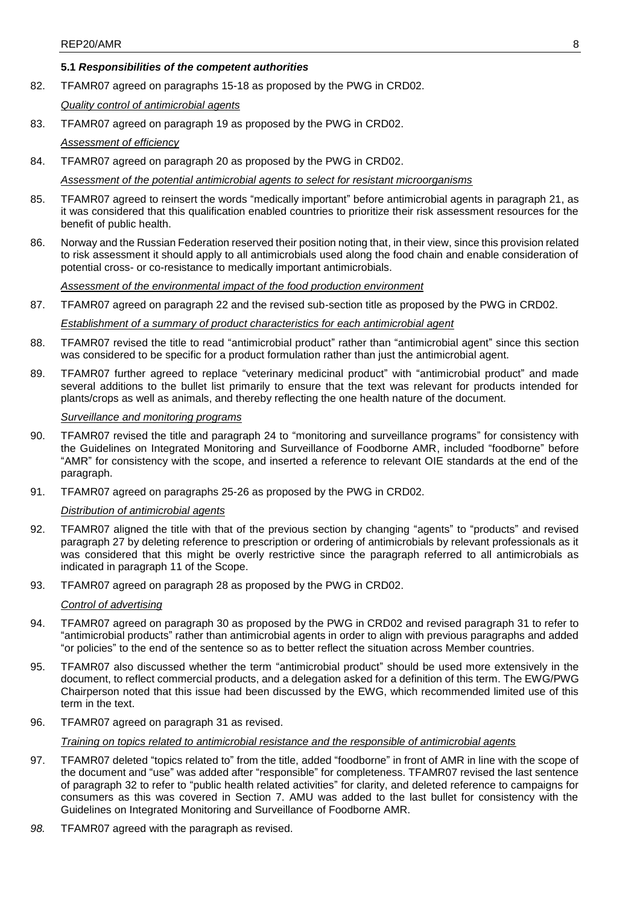### 5.1 *Responsibilities of the competent authorities*

82. TFAMR07 agreed on paragraphs 15-18 as proposed by the PWG in CRD02.

*Quality control of antimicrobial agents*

83. TFAMR07 agreed on paragraph 19 as proposed by the PWG in CRD02.

*Assessment of efficiency*

84. TFAMR07 agreed on paragraph 20 as proposed by the PWG in CRD02.

*Assessment of the potential antimicrobial agents to select for resistant microorganisms*

85. TFAMR07 agreed to reinsert the words "medically important" before antimicrobial agents in paragraph 21, as it was considered that this qualification enabled countries to prioritize their risk assessment resources for the benefit of public health.

86. Norway and the Russian Federation reserved their position noting that, in their view, since this provision related to risk assessment it should apply to all antimicrobials used along the food chain and enable consideration of potential cross- or co-resistance to medically important antimicrobials.

*Assessment of the environmental impact of the food production environment*

87. TFAMR07 agreed on paragraph 22 and the revised sub-section title as proposed by the PWG in CRD02.

*Establishment of a summary of product characteristics for each antimicrobial agent*

88. TFAMR07 revised the title to read "antimicrobial product" rather than "antimicrobial agent" since this section was considered to be specific for a product formulation rather than just the antimicrobial agent.

89. TFAMR07 further agreed to replace "veterinary medicinal product" with "antimicrobial product" and made several additions to the bullet list primarily to ensure that the text was relevant for products intended for plants/crops as well as animals, and thereby reflecting the one health nature of the document.

*Surveillance and monitoring programs*

90. TFAMR07 revised the title and paragraph 24 to "monitoring and surveillance programs" for consistency with the Guidelines on Integrated Monitoring and Surveillance of Foodborne AMR, included "foodborne" before "AMR" for consistency with the scope, and inserted a reference to relevant OIE standards at the end of the paragraph.

91. TFAMR07 agreed on paragraphs 25-26 as proposed by the PWG in CRD02.

*Distribution of antimicrobial agents*

92. TFAMR07 aligned the title with that of the previous section by changing "agents" to "products" and revised paragraph 27 by deleting reference to prescription or ordering of antimicrobials by relevant professionals as it was considered that this might be overly restrictive since the paragraph referred to all antimicrobials as indicated in paragraph 11 of the Scope.

93. TFAMR07 agreed on paragraph 28 as proposed by the PWG in CRD02.

*Control of advertising*

94. TFAMR07 agreed on paragraph 30 as proposed by the PWG in CRD02 and revised paragraph 31 to refer to "antimicrobial products" rather than antimicrobial agents in order to align with previous paragraphs and added "or policies" to the end of the sentence so as to better reflect the situation across Member countries.

95. TFAMR07 also discussed whether the term "antimicrobial product" should be used more extensively in the document, to reflect commercial products, and a delegation asked for a definition of this term. The EWG/PWG Chairperson noted that this issue had been discussed by the EWG, which recommended limited use of this term in the text.

96. TFAMR07 agreed on paragraph 31 as revised.

*Training on topics related to antimicrobial resistance and the responsible of antimicrobial agents*

97. TFAMR07 deleted "topics related to" from the title, added "foodborne" in front of AMR in line with the scope of the document and "use" was added after "responsible" for completeness. TFAMR07 revised the last sentence of paragraph 32 to refer to "public health related activities" for clarity, and deleted reference to campaigns for consumers as this was covered in Section 7. AMU was added to the last bullet for consistency with the Guidelines on Integrated Monitoring and Surveillance of Foodborne AMR.

98. TFAMR07 agreed with the paragraph as revised.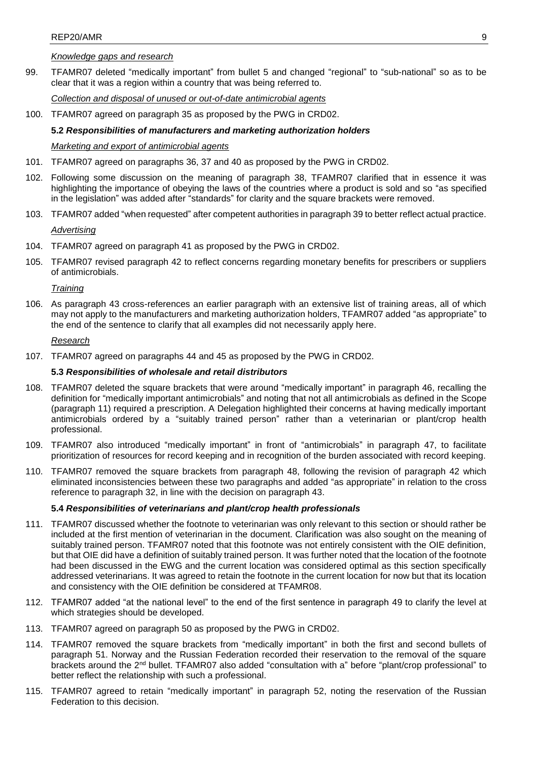*Knowledge gaps and research*

99. TFAMR07 deleted "medically important" from bullet 5 and changed "regional" to "sub-national" so as to be clear that it was a region within a country that was being referred to.

*Collection and disposal of unused or out-of-date antimicrobial agents*

100. TFAMR07 agreed on paragraph 35 as proposed by the PWG in CRD02.

### 5.2 *Responsibilities of manufacturers and marketing authorization holders*

*Marketing and export of antimicrobial agents*

101. TFAMR07 agreed on paragraphs 36, 37 and 40 as proposed by the PWG in CRD02.

102. Following some discussion on the meaning of paragraph 38, TFAMR07 clarified that in essence it was highlighting the importance of obeying the laws of the countries where a product is sold and so "as specified in the legislation" was added after "standards" for clarity and the square brackets were removed.

103. TFAMR07 added "when requested" after competent authorities in paragraph 39 to better reflect actual practice.

*Advertising*

104. TFAMR07 agreed on paragraph 41 as proposed by the PWG in CRD02.

105. TFAMR07 revised paragraph 42 to reflect concerns regarding monetary benefits for prescribers or suppliers of antimicrobials.

*Training*

106. As paragraph 43 cross-references an earlier paragraph with an extensive list of training areas, all of which may not apply to the manufacturers and marketing authorization holders, TFAMR07 added "as appropriate" to the end of the sentence to clarify that all examples did not necessarily apply here.

*Research*

107. TFAMR07 agreed on paragraphs 44 and 45 as proposed by the PWG in CRD02.

### 5.3 *Responsibilities of wholesale and retail distributors*

108. TFAMR07 deleted the square brackets that were around "medically important" in paragraph 46, recalling the definition for "medically important antimicrobials" and noting that not all antimicrobials as defined in the Scope (paragraph 11) required a prescription. A Delegation highlighted their concerns at having medically important antimicrobials ordered by a "suitably trained person" rather than a veterinarian or plant/crop health professional.

109. TFAMR07 also introduced "medically important" in front of "antimicrobials" in paragraph 47, to facilitate prioritization of resources for record keeping and in recognition of the burden associated with record keeping.

110. TFAMR07 removed the square brackets from paragraph 48, following the revision of paragraph 42 which eliminated inconsistencies between these two paragraphs and added "as appropriate" in relation to the cross reference to paragraph 32, in line with the decision on paragraph 43.

### 5.4 *Responsibilities of veterinarians and plant/crop health professionals*

111. TFAMR07 discussed whether the footnote to veterinarian was only relevant to this section or should rather be included at the first mention of veterinarian in the document. Clarification was also sought on the meaning of suitably trained person. TFAMR07 noted that this footnote was not entirely consistent with the OIE definition, but that OIE did have a definition of suitably trained person. It was further noted that the location of the footnote had been discussed in the EWG and the current location was considered optimal as this section specifically addressed veterinarians. It was agreed to retain the footnote in the current location for now but that its location and consistency with the OIE definition be considered at TFAMR08.

112. TFAMR07 added "at the national level" to the end of the first sentence in paragraph 49 to clarify the level at which strategies should be developed.

113. TFAMR07 agreed on paragraph 50 as proposed by the PWG in CRD02.

114. TFAMR07 removed the square brackets from "medically important" in both the first and second bullets of paragraph 51. Norway and the Russian Federation recorded their reservation to the removal of the square brackets around the 2nd bullet. TFAMR07 also added "consultation with a" before "plant/crop professional" to better reflect the relationship with such a professional.

115. TFAMR07 agreed to retain "medically important" in paragraph 52, noting the reservation of the Russian Federation to this decision.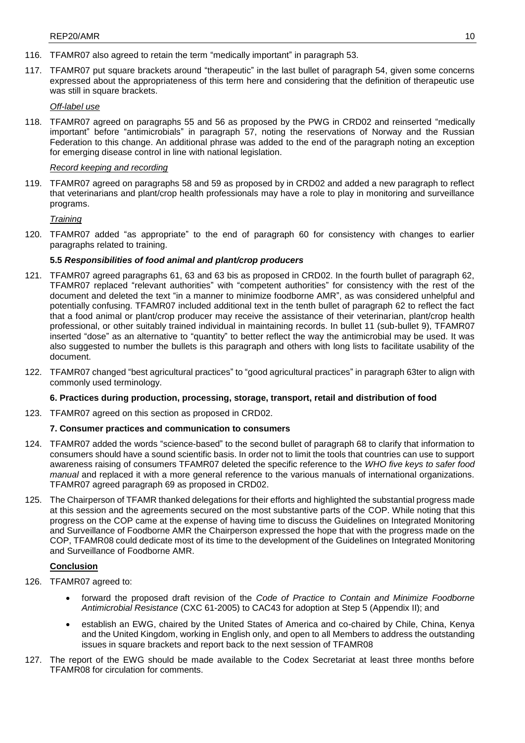116. TFAMR07 also agreed to retain the term "medically important" in paragraph 53.

117. TFAMR07 put square brackets around "therapeutic" in the last bullet of paragraph 54, given some concerns expressed about the appropriateness of this term here and considering that the definition of therapeutic use was still in square brackets.

*Off-label use*

118. TFAMR07 agreed on paragraphs 55 and 56 as proposed by the PWG in CRD02 and reinserted "medically important" before "antimicrobials" in paragraph 57, noting the reservations of Norway and the Russian Federation to this change. An additional phrase was added to the end of the paragraph noting an exception for emerging disease control in line with national legislation.

*Record keeping and recording*

119. TFAMR07 agreed on paragraphs 58 and 59 as proposed by in CRD02 and added a new paragraph to reflect that veterinarians and plant/crop health professionals may have a role to play in monitoring and surveillance programs.

*Training*

120. TFAMR07 added "as appropriate" to the end of paragraph 60 for consistency with changes to earlier paragraphs related to training.

**5.5 *Responsibilities of food animal and plant/crop producers***

121. TFAMR07 agreed paragraphs 61, 63 and 63 bis as proposed in CRD02. In the fourth bullet of paragraph 62, TFAMR07 replaced "relevant authorities" with "competent authorities" for consistency with the rest of the document and deleted the text "in a manner to minimize foodborne AMR", as was considered unhelpful and potentially confusing. TFAMR07 included additional text in the tenth bullet of paragraph 62 to reflect the fact that a food animal or plant/crop producer may receive the assistance of their veterinarian, plant/crop health professional, or other suitably trained individual in maintaining records. In bullet 11 (sub-bullet 9), TFAMR07 inserted "dose" as an alternative to "quantity" to better reflect the way the antimicrobial may be used. It was also suggested to number the bullets is this paragraph and others with long lists to facilitate usability of the document.

122. TFAMR07 changed "best agricultural practices" to "good agricultural practices" in paragraph 63ter to align with commonly used terminology.

**6. Practices during production, processing, storage, transport, retail and distribution of food**

123. TFAMR07 agreed on this section as proposed in CRD02.

**7. Consumer practices and communication to consumers**

124. TFAMR07 added the words "science-based" to the second bullet of paragraph 68 to clarify that information to consumers should have a sound scientific basis. In order not to limit the tools that countries can use to support awareness raising of consumers TFAMR07 deleted the specific reference to the *WHO five keys to safer food manual* and replaced it with a more general reference to the various manuals of international organizations. TFAMR07 agreed paragraph 69 as proposed in CRD02.

125. The Chairperson of TFAMR thanked delegations for their efforts and highlighted the substantial progress made at this session and the agreements secured on the most substantive parts of the COP. While noting that this progress on the COP came at the expense of having time to discuss the Guidelines on Integrated Monitoring and Surveillance of Foodborne AMR the Chairperson expressed the hope that with the progress made on the COP, TFAMR08 could dedicate most of its time to the development of the Guidelines on Integrated Monitoring and Surveillance of Foodborne AMR.

**Conclusion**

126. TFAMR07 agreed to:

- forward the proposed draft revision of the *Code of Practice to Contain and Minimize Foodborne Antimicrobial Resistance* (CXC 61-2005) to CAC43 for adoption at Step 5 (Appendix II); and
- establish an EWG, chaired by the United States of America and co-chaired by Chile, China, Kenya and the United Kingdom, working in English only, and open to all Members to address the outstanding issues in square brackets and report back to the next session of TFAMR08

127. The report of the EWG should be made available to the Codex Secretariat at least three months before TFAMR08 for circulation for comments.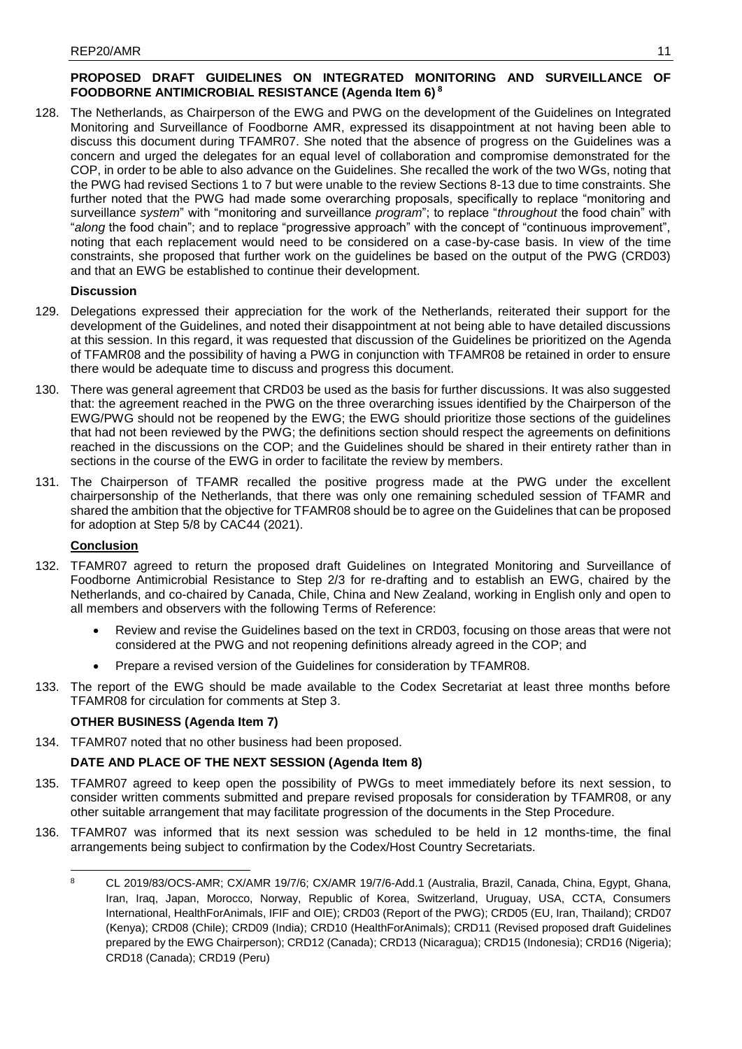## PROPOSED DRAFT GUIDELINES ON INTEGRATED MONITORING AND SURVEILLANCE OF FOODBORNE ANTIMICROBIAL RESISTANCE (Agenda Item 6) [8]

128. The Netherlands, as Chairperson of the EWG and PWG on the development of the Guidelines on Integrated Monitoring and Surveillance of Foodborne AMR, expressed its disappointment at not having been able to discuss this document during TFAMR07. She noted that the absence of progress on the Guidelines was a concern and urged the delegates for an equal level of collaboration and compromise demonstrated for the COP, in order to be able to also advance on the Guidelines. She recalled the work of the two WGs, noting that the PWG had revised Sections 1 to 7 but were unable to the review Sections 8-13 due to time constraints. She further noted that the PWG had made some overarching proposals, specifically to replace "monitoring and surveillance *system*" with "monitoring and surveillance *program*"; to replace "*throughout* the food chain" with "*along* the food chain"; and to replace "progressive approach" with the concept of "continuous improvement", noting that each replacement would need to be considered on a case-by-case basis. In view of the time constraints, she proposed that further work on the guidelines be based on the output of the PWG (CRD03) and that an EWG be established to continue their development.

### Discussion

129. Delegations expressed their appreciation for the work of the Netherlands, reiterated their support for the development of the Guidelines, and noted their disappointment at not being able to have detailed discussions at this session. In this regard, it was requested that discussion of the Guidelines be prioritized on the Agenda of TFAMR08 and the possibility of having a PWG in conjunction with TFAMR08 be retained in order to ensure there would be adequate time to discuss and progress this document.

130. There was general agreement that CRD03 be used as the basis for further discussions. It was also suggested that: the agreement reached in the PWG on the three overarching issues identified by the Chairperson of the EWG/PWG should not be reopened by the EWG; the EWG should prioritize those sections of the guidelines that had not been reviewed by the PWG; the definitions section should respect the agreements on definitions reached in the discussions on the COP; and the Guidelines should be shared in their entirety rather than in sections in the course of the EWG in order to facilitate the review by members.

131. The Chairperson of TFAMR recalled the positive progress made at the PWG under the excellent chairpersonship of the Netherlands, that there was only one remaining scheduled session of TFAMR and shared the ambition that the objective for TFAMR08 should be to agree on the Guidelines that can be proposed for adoption at Step 5/8 by CAC44 (2021).

### Conclusion

132. TFAMR07 agreed to return the proposed draft Guidelines on Integrated Monitoring and Surveillance of Foodborne Antimicrobial Resistance to Step 2/3 for re-drafting and to establish an EWG, chaired by the Netherlands, and co-chaired by Canada, Chile, China and New Zealand, working in English only and open to all members and observers with the following Terms of Reference:
    - Review and revise the Guidelines based on the text in CRD03, focusing on those areas that were not considered at the PWG and not reopening definitions already agreed in the COP; and
    - Prepare a revised version of the Guidelines for consideration by TFAMR08.

133. The report of the EWG should be made available to the Codex Secretariat at least three months before TFAMR08 for circulation for comments at Step 3.

## OTHER BUSINESS (Agenda Item 7)

134. TFAMR07 noted that no other business had been proposed.

## DATE AND PLACE OF THE NEXT SESSION (Agenda Item 8)

135. TFAMR07 agreed to keep open the possibility of PWGs to meet immediately before its next session, to consider written comments submitted and prepare revised proposals for consideration by TFAMR08, or any other suitable arrangement that may facilitate progression of the documents in the Step Procedure.

136. TFAMR07 was informed that its next session was scheduled to be held in 12 months-time, the final arrangements being subject to confirmation by the Codex/Host Country Secretariats.

---

[8] CL 2019/83/OCS-AMR; CX/AMR 19/7/6; CX/AMR 19/7/6-Add.1 (Australia, Brazil, Canada, China, Egypt, Ghana, Iran, Iraq, Japan, Morocco, Norway, Republic of Korea, Switzerland, Uruguay, USA, CCTA, Consumers International, HealthForAnimals, IFIF and OIE); CRD03 (Report of the PWG); CRD05 (EU, Iran, Thailand); CRD07 (Kenya); CRD08 (Chile); CRD09 (India); CRD10 (HealthForAnimals); CRD11 (Revised proposed draft Guidelines prepared by the EWG Chairperson); CRD12 (Canada); CRD13 (Nicaragua); CRD15 (Indonesia); CRD16 (Nigeria); CRD18 (Canada); CRD19 (Peru)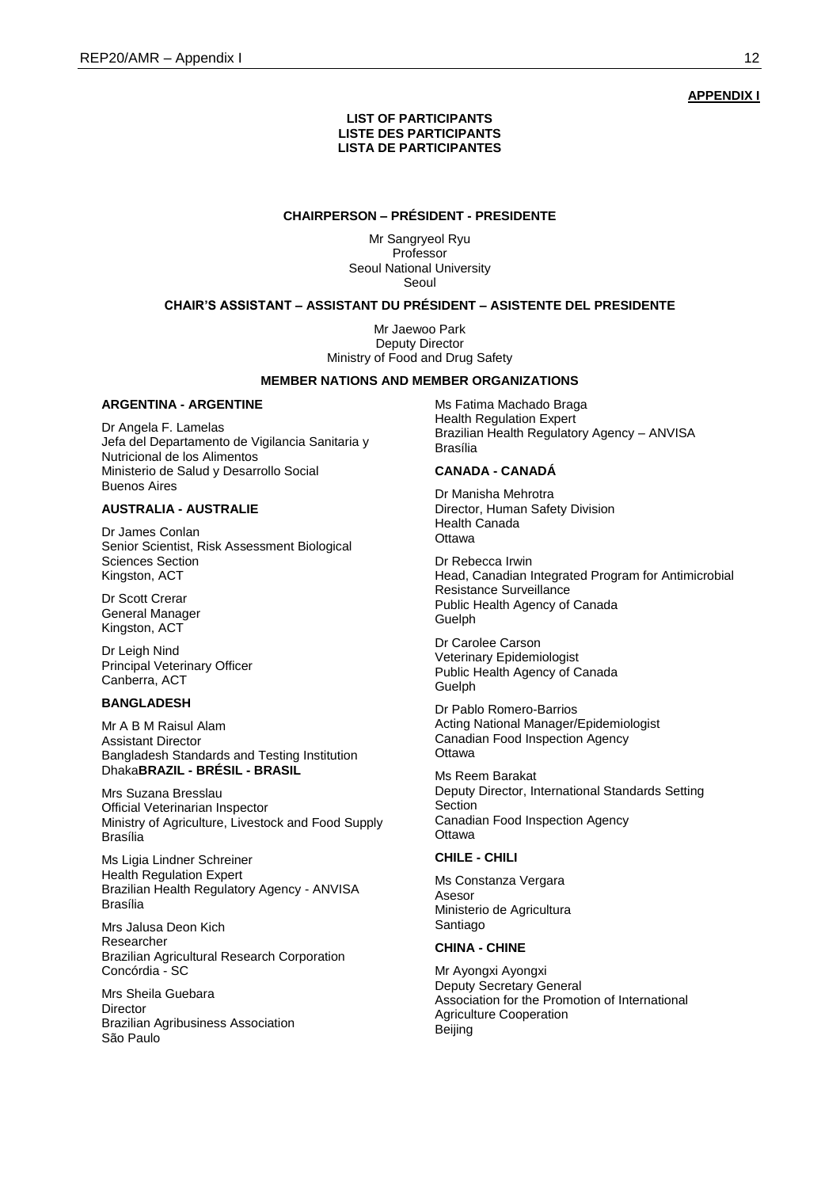**APPENDIX I**

**LIST OF PARTICIPANTS**
**LISTE DES PARTICIPANTS**
**LISTA DE PARTICIPANTES**

**CHAIRPERSON – PRÉSIDENT - PRESIDENTE**

Mr Sangryeol Ryu
Professor
Seoul National University
Seoul

**CHAIR'S ASSISTANT – ASSISTANT DU PRÉSIDENT – ASISTENTE DEL PRESIDENTE**

Mr Jaewoo Park
Deputy Director
Ministry of Food and Drug Safety

**MEMBER NATIONS AND MEMBER ORGANIZATIONS**

**ARGENTINA - ARGENTINE**

Dr Angela F. Lamelas
Jefa del Departamento de Vigilancia Sanitaria y Nutricional de los Alimentos
Ministerio de Salud y Desarrollo Social
Buenos Aires

**AUSTRALIA - AUSTRALIE**

Dr James Conlan
Senior Scientist, Risk Assessment Biological Sciences Section
Kingston, ACT

Dr Scott Crerar
General Manager
Kingston, ACT

Dr Leigh Nind
Principal Veterinary Officer
Canberra, ACT

**BANGLADESH**

Mr A B M Raisul Alam
Assistant Director
Bangladesh Standards and Testing Institution
Dhaka

**BRAZIL - BRÉSIL - BRASIL**

Mrs Suzana Bresslau
Official Veterinarian Inspector
Ministry of Agriculture, Livestock and Food Supply
Brasília

Ms Ligia Lindner Schreiner
Health Regulation Expert
Brazilian Health Regulatory Agency - ANVISA
Brasília

Mrs Jalusa Deon Kich
Researcher
Brazilian Agricultural Research Corporation
Concórdia - SC

Mrs Sheila Guebara
Director
Brazilian Agribusiness Association
São Paulo

Ms Fatima Machado Braga
Health Regulation Expert
Brazilian Health Regulatory Agency – ANVISA
Brasília

**CANADA - CANADÁ**

Dr Manisha Mehrotra
Director, Human Safety Division
Health Canada
Ottawa

Dr Rebecca Irwin
Head, Canadian Integrated Program for Antimicrobial Resistance Surveillance
Public Health Agency of Canada
Guelph

Dr Carolee Carson
Veterinary Epidemiologist
Public Health Agency of Canada
Guelph

Dr Pablo Romero-Barrios
Acting National Manager/Epidemiologist
Canadian Food Inspection Agency
Ottawa

Ms Reem Barakat
Deputy Director, International Standards Setting Section
Canadian Food Inspection Agency
Ottawa

**CHILE - CHILI**

Ms Constanza Vergara
Asesor
Ministerio de Agricultura
Santiago

**CHINA - CHINE**

Mr Ayongxi Ayongxi
Deputy Secretary General
Association for the Promotion of International Agriculture Cooperation
Beijing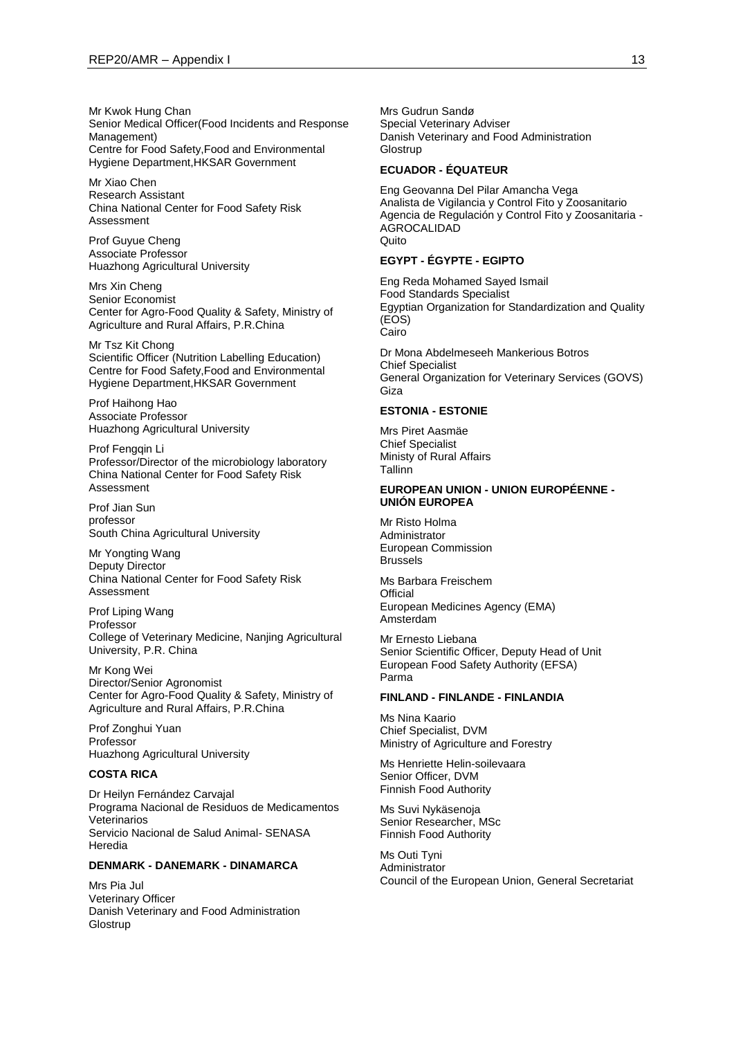Mr Kwok Hung Chan
Senior Medical Officer(Food Incidents and Response Management)
Centre for Food Safety,Food and Environmental Hygiene Department,HKSAR Government

Mr Xiao Chen
Research Assistant
China National Center for Food Safety Risk Assessment

Prof Guyue Cheng
Associate Professor
Huazhong Agricultural University

Mrs Xin Cheng
Senior Economist
Center for Agro-Food Quality & Safety, Ministry of Agriculture and Rural Affairs, P.R.China

Mr Tsz Kit Chong
Scientific Officer (Nutrition Labelling Education)
Centre for Food Safety,Food and Environmental Hygiene Department,HKSAR Government

Prof Haihong Hao
Associate Professor
Huazhong Agricultural University

Prof Fengqin Li
Professor/Director of the microbiology laboratory
China National Center for Food Safety Risk Assessment

Prof Jian Sun
professor
South China Agricultural University

Mr Yongting Wang
Deputy Director
China National Center for Food Safety Risk Assessment

Prof Liping Wang
Professor
College of Veterinary Medicine, Nanjing Agricultural University, P.R. China

Mr Kong Wei
Director/Senior Agronomist
Center for Agro-Food Quality & Safety, Ministry of Agriculture and Rural Affairs, P.R.China

Prof Zonghui Yuan
Professor
Huazhong Agricultural University

**COSTA RICA**

Dr Heilyn Fernández Carvajal
Programa Nacional de Residuos de Medicamentos Veterinarios
Servicio Nacional de Salud Animal- SENASA
Heredia

**DENMARK - DANEMARK - DINAMARCA**

Mrs Pia Jul
Veterinary Officer
Danish Veterinary and Food Administration
Glostrup

Mrs Gudrun Sandø
Special Veterinary Adviser
Danish Veterinary and Food Administration
Glostrup

**ECUADOR - ÉQUATEUR**

Eng Geovanna Del Pilar Amancha Vega
Analista de Vigilancia y Control Fito y Zoosanitario
Agencia de Regulación y Control Fito y Zoosanitaria - AGROCALIDAD
Quito

**EGYPT - ÉGYPTE - EGIPTO**

Eng Reda Mohamed Sayed Ismail
Food Standards Specialist
Egyptian Organization for Standardization and Quality (EOS)
Cairo

Dr Mona Abdelmeseeh Mankerious Botros
Chief Specialist
General Organization for Veterinary Services (GOVS)
Giza

**ESTONIA - ESTONIE**

Mrs Piret Aasmäe
Chief Specialist
Ministy of Rural Affairs
Tallinn

**EUROPEAN UNION - UNION EUROPÉENNE - UNIÓN EUROPEA**

Mr Risto Holma
Administrator
European Commission
Brussels

Ms Barbara Freischem
Official
European Medicines Agency (EMA)
Amsterdam

Mr Ernesto Liebana
Senior Scientific Officer, Deputy Head of Unit
European Food Safety Authority (EFSA)
Parma

**FINLAND - FINLANDE - FINLANDIA**

Ms Nina Kaario
Chief Specialist, DVM
Ministry of Agriculture and Forestry

Ms Henriette Helin-soilevaara
Senior Officer, DVM
Finnish Food Authority

Ms Suvi Nykäsenoja
Senior Researcher, MSc
Finnish Food Authority

Ms Outi Tyni
Administrator
Council of the European Union, General Secretariat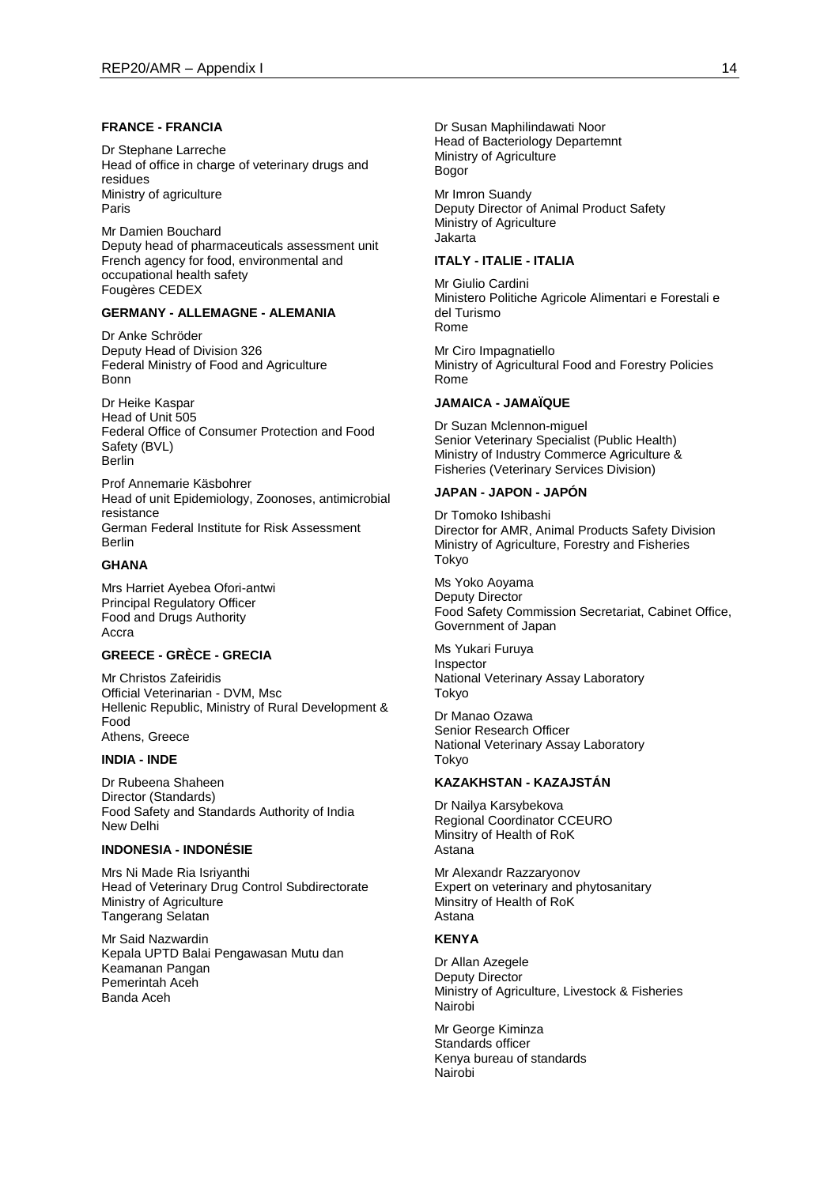**FRANCE - FRANCIA**

Dr Stephane Larreche
Head of office in charge of veterinary drugs and residues
Ministry of agriculture
Paris

Mr Damien Bouchard
Deputy head of pharmaceuticals assessment unit
French agency for food, environmental and occupational health safety
Fougères CEDEX

**GERMANY - ALLEMAGNE - ALEMANIA**

Dr Anke Schröder
Deputy Head of Division 326
Federal Ministry of Food and Agriculture
Bonn

Dr Heike Kaspar
Head of Unit 505
Federal Office of Consumer Protection and Food Safety (BVL)
Berlin

Prof Annemarie Käsbohrer
Head of unit Epidemiology, Zoonoses, antimicrobial resistance
German Federal Institute for Risk Assessment
Berlin

**GHANA**

Mrs Harriet Ayebea Ofori-antwi
Principal Regulatory Officer
Food and Drugs Authority
Accra

**GREECE - GRÈCE - GRECIA**

Mr Christos Zafeiridis
Official Veterinarian - DVM, Msc
Hellenic Republic, Ministry of Rural Development & Food
Athens, Greece

**INDIA - INDE**

Dr Rubeena Shaheen
Director (Standards)
Food Safety and Standards Authority of India
New Delhi

**INDONESIA - INDONÉSIE**

Mrs Ni Made Ria Isriyanthi
Head of Veterinary Drug Control Subdirectorate
Ministry of Agriculture
Tangerang Selatan

Mr Said Nazwardin
Kepala UPTD Balai Pengawasan Mutu dan Keamanan Pangan
Pemerintah Aceh
Banda Aceh

Dr Susan Maphilindawati Noor
Head of Bacteriology Departemnt
Ministry of Agriculture
Bogor

Mr Imron Suandy
Deputy Director of Animal Product Safety
Ministry of Agriculture
Jakarta

**ITALY - ITALIE - ITALIA**

Mr Giulio Cardini
Ministero Politiche Agricole Alimentari e Forestali e del Turismo
Rome

Mr Ciro Impagnatiello
Ministry of Agricultural Food and Forestry Policies
Rome

**JAMAICA - JAMAÏQUE**

Dr Suzan Mclennon-miguel
Senior Veterinary Specialist (Public Health)
Ministry of Industry Commerce Agriculture & Fisheries (Veterinary Services Division)

**JAPAN - JAPON - JAPÓN**

Dr Tomoko Ishibashi
Director for AMR, Animal Products Safety Division
Ministry of Agriculture, Forestry and Fisheries
Tokyo

Ms Yoko Aoyama
Deputy Director
Food Safety Commission Secretariat, Cabinet Office, Government of Japan

Ms Yukari Furuya
Inspector
National Veterinary Assay Laboratory
Tokyo

Dr Manao Ozawa
Senior Research Officer
National Veterinary Assay Laboratory
Tokyo

**KAZAKHSTAN - KAZAJSTÁN**

Dr Nailya Karsybekova
Regional Coordinator CCEURO
Minsitry of Health of RoK
Astana

Mr Alexandr Razzaryonov
Expert on veterinary and phytosanitary
Minsitry of Health of RoK
Astana

**KENYA**

Dr Allan Azegele
Deputy Director
Ministry of Agriculture, Livestock & Fisheries
Nairobi

Mr George Kiminza
Standards officer
Kenya bureau of standards
Nairobi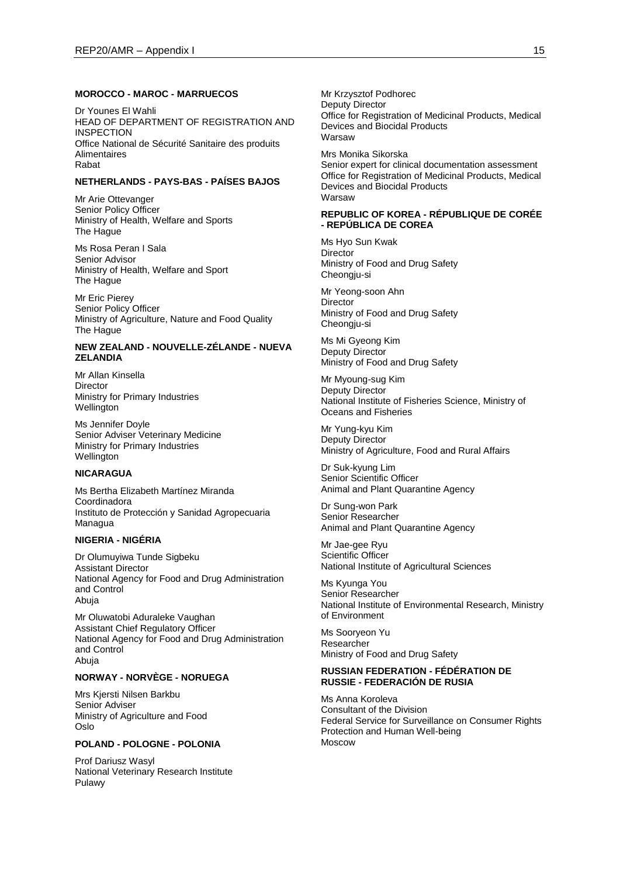**MOROCCO - MAROC - MARRUECOS**

Dr Younes El Wahli
HEAD OF DEPARTMENT OF REGISTRATION AND INSPECTION
Office National de Sécurité Sanitaire des produits Alimentaires
Rabat

**NETHERLANDS - PAYS-BAS - PAÍSES BAJOS**

Mr Arie Ottevanger
Senior Policy Officer
Ministry of Health, Welfare and Sports
The Hague

Ms Rosa Peran I Sala
Senior Advisor
Ministry of Health, Welfare and Sport
The Hague

Mr Eric Pierey
Senior Policy Officer
Ministry of Agriculture, Nature and Food Quality
The Hague

**NEW ZEALAND - NOUVELLE-ZÉLANDE - NUEVA ZELANDIA**

Mr Allan Kinsella
Director
Ministry for Primary Industries
Wellington

Ms Jennifer Doyle
Senior Adviser Veterinary Medicine
Ministry for Primary Industries
Wellington

**NICARAGUA**

Ms Bertha Elizabeth Martínez Miranda
Coordinadora
Instituto de Protección y Sanidad Agropecuaria
Managua

**NIGERIA - NIGÉRIA**

Dr Olumuyiwa Tunde Sigbeku
Assistant Director
National Agency for Food and Drug Administration and Control
Abuja

Mr Oluwatobi Aduraleke Vaughan
Assistant Chief Regulatory Officer
National Agency for Food and Drug Administration and Control
Abuja

**NORWAY - NORVÈGE - NORUEGA**

Mrs Kjersti Nilsen Barkbu
Senior Adviser
Ministry of Agriculture and Food
Oslo

**POLAND - POLOGNE - POLONIA**

Prof Dariusz Wasyl
National Veterinary Research Institute
Pulawy

Mr Krzysztof Podhorec
Deputy Director
Office for Registration of Medicinal Products, Medical Devices and Biocidal Products
Warsaw

Mrs Monika Sikorska
Senior expert for clinical documentation assessment
Office for Registration of Medicinal Products, Medical Devices and Biocidal Products
Warsaw

**REPUBLIC OF KOREA - RÉPUBLIQUE DE CORÉE - REPÚBLICA DE COREA**

Ms Hyo Sun Kwak
Director
Ministry of Food and Drug Safety
Cheongju-si

Mr Yeong-soon Ahn
Director
Ministry of Food and Drug Safety
Cheongju-si

Ms Mi Gyeong Kim
Deputy Director
Ministry of Food and Drug Safety

Mr Myoung-sug Kim
Deputy Director
National Institute of Fisheries Science, Ministry of Oceans and Fisheries

Mr Yung-kyu Kim
Deputy Director
Ministry of Agriculture, Food and Rural Affairs

Dr Suk-kyung Lim
Senior Scientific Officer
Animal and Plant Quarantine Agency

Dr Sung-won Park
Senior Researcher
Animal and Plant Quarantine Agency

Mr Jae-gee Ryu
Scientific Officer
National Institute of Agricultural Sciences

Ms Kyunga You
Senior Researcher
National Institute of Environmental Research, Ministry of Environment

Ms Sooryeon Yu
Researcher
Ministry of Food and Drug Safety

**RUSSIAN FEDERATION - FÉDÉRATION DE RUSSIE - FEDERACIÓN DE RUSIA**

Ms Anna Koroleva
Consultant of the Division
Federal Service for Surveillance on Consumer Rights Protection and Human Well-being
Moscow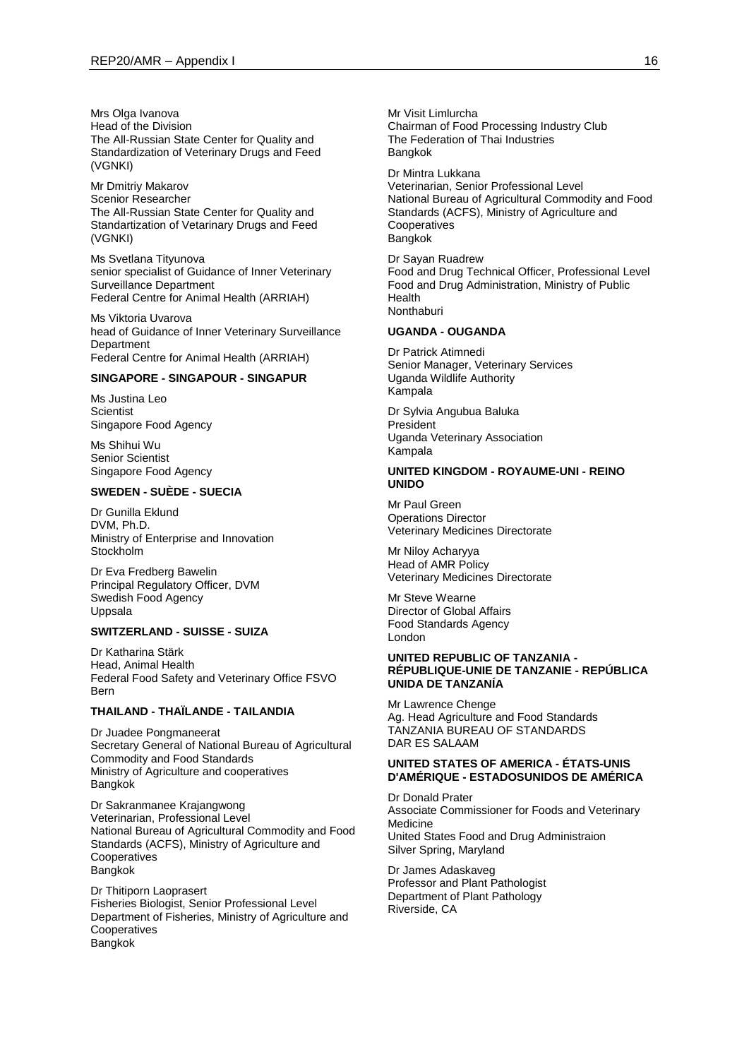Mrs Olga Ivanova
Head of the Division
The All-Russian State Center for Quality and Standardization of Veterinary Drugs and Feed (VGNKI)

Mr Dmitriy Makarov
Scenior Researcher
The All-Russian State Center for Quality and Standartization of Vetarinary Drugs and Feed (VGNKI)

Ms Svetlana Tityunova
senior specialist of Guidance of Inner Veterinary Surveillance Department
Federal Centre for Animal Health (ARRIAH)

Ms Viktoria Uvarova
head of Guidance of Inner Veterinary Surveillance Department
Federal Centre for Animal Health (ARRIAH)

**SINGAPORE - SINGAPOUR - SINGAPUR**

Ms Justina Leo
Scientist
Singapore Food Agency

Ms Shihui Wu
Senior Scientist
Singapore Food Agency

**SWEDEN - SUÈDE - SUECIA**

Dr Gunilla Eklund
DVM, Ph.D.
Ministry of Enterprise and Innovation
Stockholm

Dr Eva Fredberg Bawelin
Principal Regulatory Officer, DVM
Swedish Food Agency
Uppsala

**SWITZERLAND - SUISSE - SUIZA**

Dr Katharina Stärk
Head, Animal Health
Federal Food Safety and Veterinary Office FSVO
Bern

**THAILAND - THAÏLANDE - TAILANDIA**

Dr Juadee Pongmaneerat
Secretary General of National Bureau of Agricultural Commodity and Food Standards
Ministry of Agriculture and cooperatives
Bangkok

Dr Sakranmanee Krajangwong
Veterinarian, Professional Level
National Bureau of Agricultural Commodity and Food Standards (ACFS), Ministry of Agriculture and Cooperatives
Bangkok

Dr Thitiporn Laoprasert
Fisheries Biologist, Senior Professional Level
Department of Fisheries, Ministry of Agriculture and Cooperatives
Bangkok

Mr Visit Limlurcha
Chairman of Food Processing Industry Club
The Federation of Thai Industries
Bangkok

Dr Mintra Lukkana
Veterinarian, Senior Professional Level
National Bureau of Agricultural Commodity and Food Standards (ACFS), Ministry of Agriculture and Cooperatives
Bangkok

Dr Sayan Ruadrew
Food and Drug Technical Officer, Professional Level
Food and Drug Administration, Ministry of Public Health
Nonthaburi

**UGANDA - OUGANDA**

Dr Patrick Atimnedi
Senior Manager, Veterinary Services
Uganda Wildlife Authority
Kampala

Dr Sylvia Angubua Baluka
President
Uganda Veterinary Association
Kampala

**UNITED KINGDOM - ROYAUME-UNI - REINO UNIDO**

Mr Paul Green
Operations Director
Veterinary Medicines Directorate

Mr Niloy Acharyya
Head of AMR Policy
Veterinary Medicines Directorate

Mr Steve Wearne
Director of Global Affairs
Food Standards Agency
London

**UNITED REPUBLIC OF TANZANIA - RÉPUBLIQUE-UNIE DE TANZANIE - REPÚBLICA UNIDA DE TANZANÍA**

Mr Lawrence Chenge
Ag. Head Agriculture and Food Standards
TANZANIA BUREAU OF STANDARDS
DAR ES SALAAM

**UNITED STATES OF AMERICA - ÉTATS-UNIS D'AMÉRIQUE - ESTADOSUNIDOS DE AMÉRICA**

Dr Donald Prater
Associate Commissioner for Foods and Veterinary Medicine
United States Food and Drug Administraion
Silver Spring, Maryland

Dr James Adaskaveg
Professor and Plant Pathologist
Department of Plant Pathology
Riverside, CA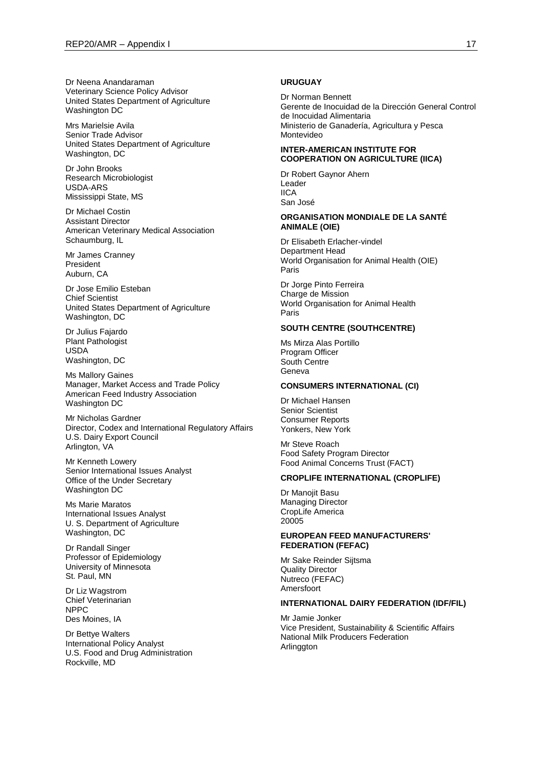Dr Neena Anandaraman
Veterinary Science Policy Advisor
United States Department of Agriculture
Washington DC

Mrs Marielsie Avila
Senior Trade Advisor
United States Department of Agriculture
Washington, DC

Dr John Brooks
Research Microbiologist
USDA-ARS
Mississippi State, MS

Dr Michael Costin
Assistant Director
American Veterinary Medical Association
Schaumburg, IL

Mr James Cranney
President
Auburn, CA

Dr Jose Emilio Esteban
Chief Scientist
United States Department of Agriculture
Washington, DC

Dr Julius Fajardo
Plant Pathologist
USDA
Washington, DC

Ms Mallory Gaines
Manager, Market Access and Trade Policy
American Feed Industry Association
Washington DC

Mr Nicholas Gardner
Director, Codex and International Regulatory Affairs
U.S. Dairy Export Council
Arlington, VA

Mr Kenneth Lowery
Senior International Issues Analyst
Office of the Under Secretary
Washington DC

Ms Marie Maratos
International Issues Analyst
U. S. Department of Agriculture
Washington, DC

Dr Randall Singer
Professor of Epidemiology
University of Minnesota
St. Paul, MN

Dr Liz Wagstrom
Chief Veterinarian
NPPC
Des Moines, IA

Dr Bettye Walters
International Policy Analyst
U.S. Food and Drug Administration
Rockville, MD

**URUGUAY**

Dr Norman Bennett
Gerente de Inocuidad de la Dirección General Control de Inocuidad Alimentaria
Ministerio de Ganadería, Agricultura y Pesca
Montevideo

**INTER-AMERICAN INSTITUTE FOR COOPERATION ON AGRICULTURE (IICA)**

Dr Robert Gaynor Ahern
Leader
IICA
San José

**ORGANISATION MONDIALE DE LA SANTÉ ANIMALE (OIE)**

Dr Elisabeth Erlacher-vindel
Department Head
World Organisation for Animal Health (OIE)
Paris

Dr Jorge Pinto Ferreira
Charge de Mission
World Organisation for Animal Health
Paris

**SOUTH CENTRE (SOUTHCENTRE)**

Ms Mirza Alas Portillo
Program Officer
South Centre
Geneva

**CONSUMERS INTERNATIONAL (CI)**

Dr Michael Hansen
Senior Scientist
Consumer Reports
Yonkers, New York

Mr Steve Roach
Food Safety Program Director
Food Animal Concerns Trust (FACT)

**CROPLIFE INTERNATIONAL (CROPLIFE)**

Dr Manojit Basu
Managing Director
CropLife America
20005

**EUROPEAN FEED MANUFACTURERS' FEDERATION (FEFAC)**

Mr Sake Reinder Sijtsma
Quality Director
Nutreco (FEFAC)
Amersfoort

**INTERNATIONAL DAIRY FEDERATION (IDF/FIL)**

Mr Jamie Jonker
Vice President, Sustainability & Scientific Affairs
National Milk Producers Federation
Arlinggton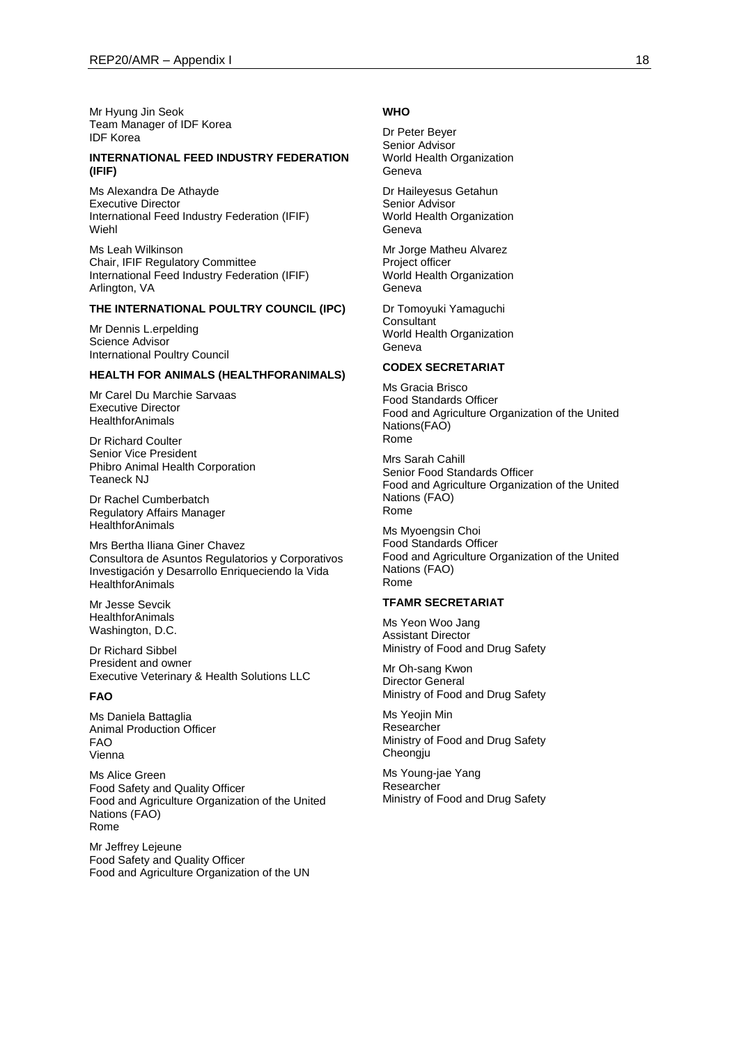Mr Hyung Jin Seok
Team Manager of IDF Korea
IDF Korea

**INTERNATIONAL FEED INDUSTRY FEDERATION (IFIF)**

Ms Alexandra De Athayde
Executive Director
International Feed Industry Federation (IFIF)
Wiehl

Ms Leah Wilkinson
Chair, IFIF Regulatory Committee
International Feed Industry Federation (IFIF)
Arlington, VA

**THE INTERNATIONAL POULTRY COUNCIL (IPC)**

Mr Dennis L.erpelding
Science Advisor
International Poultry Council

**HEALTH FOR ANIMALS (HEALTHFORANIMALS)**

Mr Carel Du Marchie Sarvaas
Executive Director
HealthforAnimals

Dr Richard Coulter
Senior Vice President
Phibro Animal Health Corporation
Teaneck NJ

Dr Rachel Cumberbatch
Regulatory Affairs Manager
HealthforAnimals

Mrs Bertha Iliana Giner Chavez
Consultora de Asuntos Regulatorios y Corporativos
Investigación y Desarrollo Enriqueciendo la Vida
HealthforAnimals

Mr Jesse Sevcik
HealthforAnimals
Washington, D.C.

Dr Richard Sibbel
President and owner
Executive Veterinary & Health Solutions LLC

**FAO**

Ms Daniela Battaglia
Animal Production Officer
FAO
Vienna

Ms Alice Green
Food Safety and Quality Officer
Food and Agriculture Organization of the United Nations (FAO)
Rome

Mr Jeffrey Lejeune
Food Safety and Quality Officer
Food and Agriculture Organization of the UN

**WHO**

Dr Peter Beyer
Senior Advisor
World Health Organization
Geneva

Dr Haileyesus Getahun
Senior Advisor
World Health Organization
Geneva

Mr Jorge Matheu Alvarez
Project officer
World Health Organization
Geneva

Dr Tomoyuki Yamaguchi
Consultant
World Health Organization
Geneva

**CODEX SECRETARIAT**

Ms Gracia Brisco
Food Standards Officer
Food and Agriculture Organization of the United Nations(FAO)
Rome

Mrs Sarah Cahill
Senior Food Standards Officer
Food and Agriculture Organization of the United Nations (FAO)
Rome

Ms Myoengsin Choi
Food Standards Officer
Food and Agriculture Organization of the United Nations (FAO)
Rome

**TFAMR SECRETARIAT**

Ms Yeon Woo Jang
Assistant Director
Ministry of Food and Drug Safety

Mr Oh-sang Kwon
Director General
Ministry of Food and Drug Safety

Ms Yeojin Min
Researcher
Ministry of Food and Drug Safety
Cheongju

Ms Young-jae Yang
Researcher
Ministry of Food and Drug Safety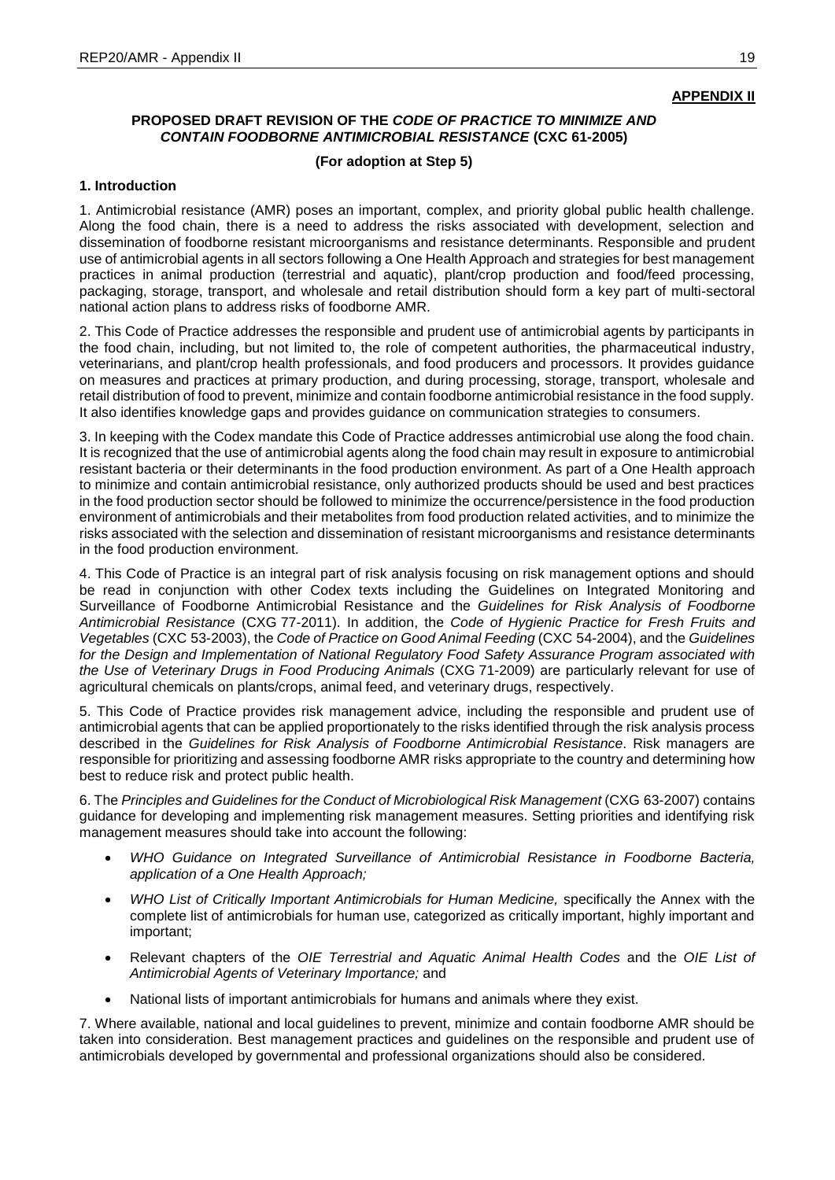**APPENDIX II**

**PROPOSED DRAFT REVISION OF THE *CODE OF PRACTICE TO MINIMIZE AND CONTAIN FOODBORNE ANTIMICROBIAL RESISTANCE* (CXC 61-2005)**

**(For adoption at Step 5)**

## 1. Introduction

1. Antimicrobial resistance (AMR) poses an important, complex, and priority global public health challenge. Along the food chain, there is a need to address the risks associated with development, selection and dissemination of foodborne resistant microorganisms and resistance determinants. Responsible and prudent use of antimicrobial agents in all sectors following a One Health Approach and strategies for best management practices in animal production (terrestrial and aquatic), plant/crop production and food/feed processing, packaging, storage, transport, and wholesale and retail distribution should form a key part of multi-sectoral national action plans to address risks of foodborne AMR.

2. This Code of Practice addresses the responsible and prudent use of antimicrobial agents by participants in the food chain, including, but not limited to, the role of competent authorities, the pharmaceutical industry, veterinarians, and plant/crop health professionals, and food producers and processors. It provides guidance on measures and practices at primary production, and during processing, storage, transport, wholesale and retail distribution of food to prevent, minimize and contain foodborne antimicrobial resistance in the food supply. It also identifies knowledge gaps and provides guidance on communication strategies to consumers.

3. In keeping with the Codex mandate this Code of Practice addresses antimicrobial use along the food chain. It is recognized that the use of antimicrobial agents along the food chain may result in exposure to antimicrobial resistant bacteria or their determinants in the food production environment. As part of a One Health approach to minimize and contain antimicrobial resistance, only authorized products should be used and best practices in the food production sector should be followed to minimize the occurrence/persistence in the food production environment of antimicrobials and their metabolites from food production related activities, and to minimize the risks associated with the selection and dissemination of resistant microorganisms and resistance determinants in the food production environment.

4. This Code of Practice is an integral part of risk analysis focusing on risk management options and should be read in conjunction with other Codex texts including the Guidelines on Integrated Monitoring and Surveillance of Foodborne Antimicrobial Resistance and the *Guidelines for Risk Analysis of Foodborne Antimicrobial Resistance* (CXG 77-2011). In addition, the *Code of Hygienic Practice for Fresh Fruits and Vegetables* (CXC 53-2003), the *Code of Practice on Good Animal Feeding* (CXC 54-2004), and the *Guidelines for the Design and Implementation of National Regulatory Food Safety Assurance Program associated with the Use of Veterinary Drugs in Food Producing Animals* (CXG 71-2009) are particularly relevant for use of agricultural chemicals on plants/crops, animal feed, and veterinary drugs, respectively.

5. This Code of Practice provides risk management advice, including the responsible and prudent use of antimicrobial agents that can be applied proportionately to the risks identified through the risk analysis process described in the *Guidelines for Risk Analysis of Foodborne Antimicrobial Resistance*. Risk managers are responsible for prioritizing and assessing foodborne AMR risks appropriate to the country and determining how best to reduce risk and protect public health.

6. The *Principles and Guidelines for the Conduct of Microbiological Risk Management* (CXG 63-2007) contains guidance for developing and implementing risk management measures. Setting priorities and identifying risk management measures should take into account the following:

- *WHO Guidance on Integrated Surveillance of Antimicrobial Resistance in Foodborne Bacteria, application of a One Health Approach;*
- *WHO List of Critically Important Antimicrobials for Human Medicine,* specifically the Annex with the complete list of antimicrobials for human use, categorized as critically important, highly important and important;
- Relevant chapters of the *OIE Terrestrial and Aquatic Animal Health Codes* and the *OIE List of Antimicrobial Agents of Veterinary Importance;* and
- National lists of important antimicrobials for humans and animals where they exist.

7. Where available, national and local guidelines to prevent, minimize and contain foodborne AMR should be taken into consideration. Best management practices and guidelines on the responsible and prudent use of antimicrobials developed by governmental and professional organizations should also be considered.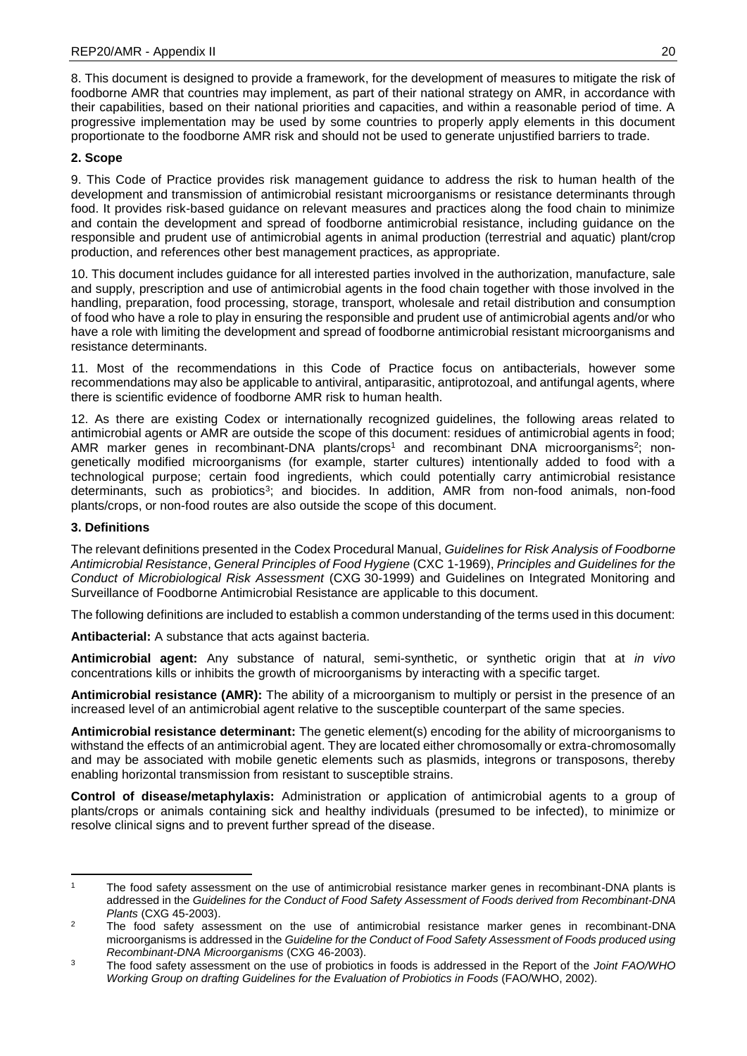8. This document is designed to provide a framework, for the development of measures to mitigate the risk of foodborne AMR that countries may implement, as part of their national strategy on AMR, in accordance with their capabilities, based on their national priorities and capacities, and within a reasonable period of time. A progressive implementation may be used by some countries to properly apply elements in this document proportionate to the foodborne AMR risk and should not be used to generate unjustified barriers to trade.

## 2. Scope

9. This Code of Practice provides risk management guidance to address the risk to human health of the development and transmission of antimicrobial resistant microorganisms or resistance determinants through food. It provides risk-based guidance on relevant measures and practices along the food chain to minimize and contain the development and spread of foodborne antimicrobial resistance, including guidance on the responsible and prudent use of antimicrobial agents in animal production (terrestrial and aquatic) plant/crop production, and references other best management practices, as appropriate.

10. This document includes guidance for all interested parties involved in the authorization, manufacture, sale and supply, prescription and use of antimicrobial agents in the food chain together with those involved in the handling, preparation, food processing, storage, transport, wholesale and retail distribution and consumption of food who have a role to play in ensuring the responsible and prudent use of antimicrobial agents and/or who have a role with limiting the development and spread of foodborne antimicrobial resistant microorganisms and resistance determinants.

11. Most of the recommendations in this Code of Practice focus on antibacterials, however some recommendations may also be applicable to antiviral, antiparasitic, antiprotozoal, and antifungal agents, where there is scientific evidence of foodborne AMR risk to human health.

12. As there are existing Codex or internationally recognized guidelines, the following areas related to antimicrobial agents or AMR are outside the scope of this document: residues of antimicrobial agents in food; AMR marker genes in recombinant-DNA plants/crops[1] and recombinant DNA microorganisms[2]; non-genetically modified microorganisms (for example, starter cultures) intentionally added to food with a technological purpose; certain food ingredients, which could potentially carry antimicrobial resistance determinants, such as probiotics[3]; and biocides. In addition, AMR from non-food animals, non-food plants/crops, or non-food routes are also outside the scope of this document.

## 3. Definitions

The relevant definitions presented in the Codex Procedural Manual, *Guidelines for Risk Analysis of Foodborne Antimicrobial Resistance*, *General Principles of Food Hygiene* (CXC 1-1969), *Principles and Guidelines for the Conduct of Microbiological Risk Assessment* (CXG 30-1999) and Guidelines on Integrated Monitoring and Surveillance of Foodborne Antimicrobial Resistance are applicable to this document.

The following definitions are included to establish a common understanding of the terms used in this document:

**Antibacterial:** A substance that acts against bacteria.

**Antimicrobial agent:** Any substance of natural, semi-synthetic, or synthetic origin that at *in vivo* concentrations kills or inhibits the growth of microorganisms by interacting with a specific target.

**Antimicrobial resistance (AMR):** The ability of a microorganism to multiply or persist in the presence of an increased level of an antimicrobial agent relative to the susceptible counterpart of the same species.

**Antimicrobial resistance determinant:** The genetic element(s) encoding for the ability of microorganisms to withstand the effects of an antimicrobial agent. They are located either chromosomally or extra-chromosomally and may be associated with mobile genetic elements such as plasmids, integrons or transposons, thereby enabling horizontal transmission from resistant to susceptible strains.

**Control of disease/metaphylaxis:** Administration or application of antimicrobial agents to a group of plants/crops or animals containing sick and healthy individuals (presumed to be infected), to minimize or resolve clinical signs and to prevent further spread of the disease.

---

[1] The food safety assessment on the use of antimicrobial resistance marker genes in recombinant-DNA plants is addressed in the *Guidelines for the Conduct of Food Safety Assessment of Foods derived from Recombinant-DNA Plants* (CXG 45-2003).

[2] The food safety assessment on the use of antimicrobial resistance marker genes in recombinant-DNA microorganisms is addressed in the *Guideline for the Conduct of Food Safety Assessment of Foods produced using Recombinant-DNA Microorganisms* (CXG 46-2003).

[3] The food safety assessment on the use of probiotics in foods is addressed in the Report of the *Joint FAO/WHO Working Group on drafting Guidelines for the Evaluation of Probiotics in Foods* (FAO/WHO, 2002).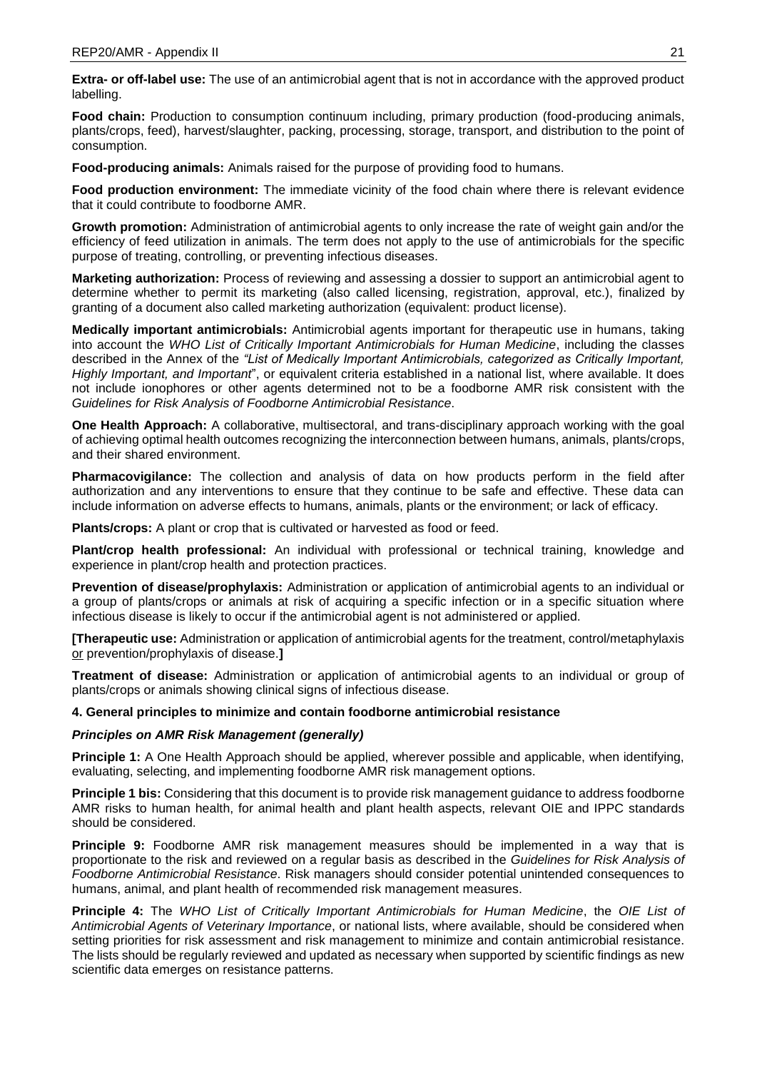**Extra- or off-label use:** The use of an antimicrobial agent that is not in accordance with the approved product labelling.

**Food chain:** Production to consumption continuum including, primary production (food-producing animals, plants/crops, feed), harvest/slaughter, packing, processing, storage, transport, and distribution to the point of consumption.

**Food-producing animals:** Animals raised for the purpose of providing food to humans.

**Food production environment:** The immediate vicinity of the food chain where there is relevant evidence that it could contribute to foodborne AMR.

**Growth promotion:** Administration of antimicrobial agents to only increase the rate of weight gain and/or the efficiency of feed utilization in animals. The term does not apply to the use of antimicrobials for the specific purpose of treating, controlling, or preventing infectious diseases.

**Marketing authorization:** Process of reviewing and assessing a dossier to support an antimicrobial agent to determine whether to permit its marketing (also called licensing, registration, approval, etc.), finalized by granting of a document also called marketing authorization (equivalent: product license).

**Medically important antimicrobials:** Antimicrobial agents important for therapeutic use in humans, taking into account the *WHO List of Critically Important Antimicrobials for Human Medicine*, including the classes described in the Annex of the *"List of Medically Important Antimicrobials, categorized as Critically Important, Highly Important, and Important*", or equivalent criteria established in a national list, where available. It does not include ionophores or other agents determined not to be a foodborne AMR risk consistent with the *Guidelines for Risk Analysis of Foodborne Antimicrobial Resistance*.

**One Health Approach:** A collaborative, multisectoral, and trans-disciplinary approach working with the goal of achieving optimal health outcomes recognizing the interconnection between humans, animals, plants/crops, and their shared environment.

**Pharmacovigilance:** The collection and analysis of data on how products perform in the field after authorization and any interventions to ensure that they continue to be safe and effective. These data can include information on adverse effects to humans, animals, plants or the environment; or lack of efficacy.

**Plants/crops:** A plant or crop that is cultivated or harvested as food or feed.

**Plant/crop health professional:** An individual with professional or technical training, knowledge and experience in plant/crop health and protection practices.

**Prevention of disease/prophylaxis:** Administration or application of antimicrobial agents to an individual or a group of plants/crops or animals at risk of acquiring a specific infection or in a specific situation where infectious disease is likely to occur if the antimicrobial agent is not administered or applied.

**[Therapeutic use:** Administration or application of antimicrobial agents for the treatment, control/metaphylaxis <u>or</u> prevention/prophylaxis of disease.**]**

**Treatment of disease:** Administration or application of antimicrobial agents to an individual or group of plants/crops or animals showing clinical signs of infectious disease.

#### 4. General principles to minimize and contain foodborne antimicrobial resistance

***Principles on AMR Risk Management (generally)***

**Principle 1:** A One Health Approach should be applied, wherever possible and applicable, when identifying, evaluating, selecting, and implementing foodborne AMR risk management options.

**Principle 1 bis:** Considering that this document is to provide risk management guidance to address foodborne AMR risks to human health, for animal health and plant health aspects, relevant OIE and IPPC standards should be considered.

**Principle 9:** Foodborne AMR risk management measures should be implemented in a way that is proportionate to the risk and reviewed on a regular basis as described in the *Guidelines for Risk Analysis of Foodborne Antimicrobial Resistance*. Risk managers should consider potential unintended consequences to humans, animal, and plant health of recommended risk management measures.

**Principle 4:** The *WHO List of Critically Important Antimicrobials for Human Medicine*, the *OIE List of Antimicrobial Agents of Veterinary Importance*, or national lists, where available, should be considered when setting priorities for risk assessment and risk management to minimize and contain antimicrobial resistance. The lists should be regularly reviewed and updated as necessary when supported by scientific findings as new scientific data emerges on resistance patterns.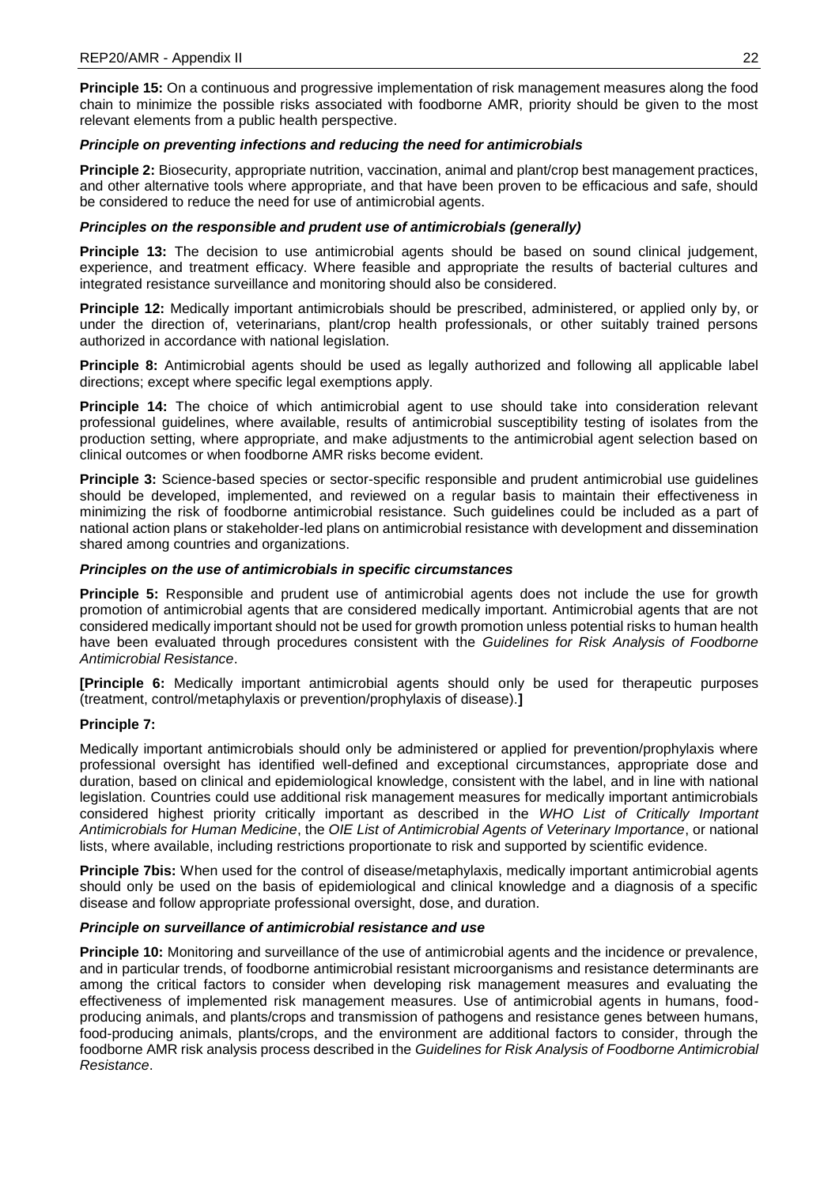**Principle 15:** On a continuous and progressive implementation of risk management measures along the food chain to minimize the possible risks associated with foodborne AMR, priority should be given to the most relevant elements from a public health perspective.

***Principle on preventing infections and reducing the need for antimicrobials***

**Principle 2:** Biosecurity, appropriate nutrition, vaccination, animal and plant/crop best management practices, and other alternative tools where appropriate, and that have been proven to be efficacious and safe, should be considered to reduce the need for use of antimicrobial agents.

***Principles on the responsible and prudent use of antimicrobials (generally)***

**Principle 13:** The decision to use antimicrobial agents should be based on sound clinical judgement, experience, and treatment efficacy. Where feasible and appropriate the results of bacterial cultures and integrated resistance surveillance and monitoring should also be considered.

**Principle 12:** Medically important antimicrobials should be prescribed, administered, or applied only by, or under the direction of, veterinarians, plant/crop health professionals, or other suitably trained persons authorized in accordance with national legislation.

**Principle 8:** Antimicrobial agents should be used as legally authorized and following all applicable label directions; except where specific legal exemptions apply.

**Principle 14:** The choice of which antimicrobial agent to use should take into consideration relevant professional guidelines, where available, results of antimicrobial susceptibility testing of isolates from the production setting, where appropriate, and make adjustments to the antimicrobial agent selection based on clinical outcomes or when foodborne AMR risks become evident.

**Principle 3:** Science-based species or sector-specific responsible and prudent antimicrobial use guidelines should be developed, implemented, and reviewed on a regular basis to maintain their effectiveness in minimizing the risk of foodborne antimicrobial resistance. Such guidelines could be included as a part of national action plans or stakeholder-led plans on antimicrobial resistance with development and dissemination shared among countries and organizations.

***Principles on the use of antimicrobials in specific circumstances***

**Principle 5:** Responsible and prudent use of antimicrobial agents does not include the use for growth promotion of antimicrobial agents that are considered medically important. Antimicrobial agents that are not considered medically important should not be used for growth promotion unless potential risks to human health have been evaluated through procedures consistent with the *Guidelines for Risk Analysis of Foodborne Antimicrobial Resistance*.

**[Principle 6:** Medically important antimicrobial agents should only be used for therapeutic purposes (treatment, control/metaphylaxis or prevention/prophylaxis of disease).**]**

**Principle 7:**

Medically important antimicrobials should only be administered or applied for prevention/prophylaxis where professional oversight has identified well-defined and exceptional circumstances, appropriate dose and duration, based on clinical and epidemiological knowledge, consistent with the label, and in line with national legislation. Countries could use additional risk management measures for medically important antimicrobials considered highest priority critically important as described in the *WHO List of Critically Important Antimicrobials for Human Medicine*, the *OIE List of Antimicrobial Agents of Veterinary Importance*, or national lists, where available, including restrictions proportionate to risk and supported by scientific evidence.

**Principle 7bis:** When used for the control of disease/metaphylaxis, medically important antimicrobial agents should only be used on the basis of epidemiological and clinical knowledge and a diagnosis of a specific disease and follow appropriate professional oversight, dose, and duration.

***Principle on surveillance of antimicrobial resistance and use***

**Principle 10:** Monitoring and surveillance of the use of antimicrobial agents and the incidence or prevalence, and in particular trends, of foodborne antimicrobial resistant microorganisms and resistance determinants are among the critical factors to consider when developing risk management measures and evaluating the effectiveness of implemented risk management measures. Use of antimicrobial agents in humans, food-producing animals, and plants/crops and transmission of pathogens and resistance genes between humans, food-producing animals, plants/crops, and the environment are additional factors to consider, through the foodborne AMR risk analysis process described in the *Guidelines for Risk Analysis of Foodborne Antimicrobial Resistance*.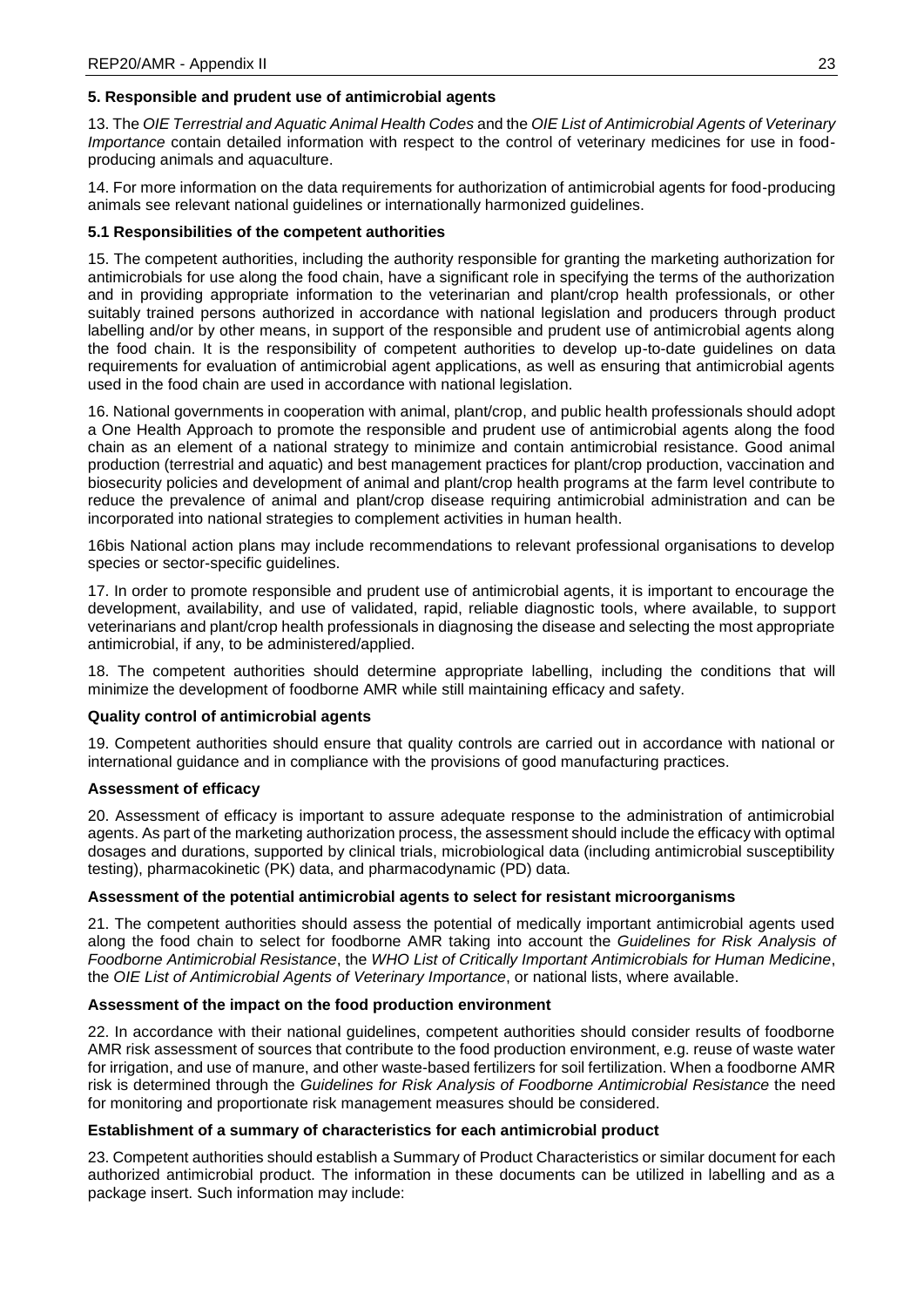### 5. Responsible and prudent use of antimicrobial agents

13. The *OIE Terrestrial and Aquatic Animal Health Codes* and the *OIE List of Antimicrobial Agents of Veterinary Importance* contain detailed information with respect to the control of veterinary medicines for use in food-producing animals and aquaculture.

14. For more information on the data requirements for authorization of antimicrobial agents for food-producing animals see relevant national guidelines or internationally harmonized guidelines.

#### 5.1 Responsibilities of the competent authorities

15. The competent authorities, including the authority responsible for granting the marketing authorization for antimicrobials for use along the food chain, have a significant role in specifying the terms of the authorization and in providing appropriate information to the veterinarian and plant/crop health professionals, or other suitably trained persons authorized in accordance with national legislation and producers through product labelling and/or by other means, in support of the responsible and prudent use of antimicrobial agents along the food chain. It is the responsibility of competent authorities to develop up-to-date guidelines on data requirements for evaluation of antimicrobial agent applications, as well as ensuring that antimicrobial agents used in the food chain are used in accordance with national legislation.

16. National governments in cooperation with animal, plant/crop, and public health professionals should adopt a One Health Approach to promote the responsible and prudent use of antimicrobial agents along the food chain as an element of a national strategy to minimize and contain antimicrobial resistance. Good animal production (terrestrial and aquatic) and best management practices for plant/crop production, vaccination and biosecurity policies and development of animal and plant/crop health programs at the farm level contribute to reduce the prevalence of animal and plant/crop disease requiring antimicrobial administration and can be incorporated into national strategies to complement activities in human health.

16bis National action plans may include recommendations to relevant professional organisations to develop species or sector-specific guidelines.

17. In order to promote responsible and prudent use of antimicrobial agents, it is important to encourage the development, availability, and use of validated, rapid, reliable diagnostic tools, where available, to support veterinarians and plant/crop health professionals in diagnosing the disease and selecting the most appropriate antimicrobial, if any, to be administered/applied.

18. The competent authorities should determine appropriate labelling, including the conditions that will minimize the development of foodborne AMR while still maintaining efficacy and safety.

**Quality control of antimicrobial agents**

19. Competent authorities should ensure that quality controls are carried out in accordance with national or international guidance and in compliance with the provisions of good manufacturing practices.

**Assessment of efficacy**

20. Assessment of efficacy is important to assure adequate response to the administration of antimicrobial agents. As part of the marketing authorization process, the assessment should include the efficacy with optimal dosages and durations, supported by clinical trials, microbiological data (including antimicrobial susceptibility testing), pharmacokinetic (PK) data, and pharmacodynamic (PD) data.

**Assessment of the potential antimicrobial agents to select for resistant microorganisms**

21. The competent authorities should assess the potential of medically important antimicrobial agents used along the food chain to select for foodborne AMR taking into account the *Guidelines for Risk Analysis of Foodborne Antimicrobial Resistance*, the *WHO List of Critically Important Antimicrobials for Human Medicine*, the *OIE List of Antimicrobial Agents of Veterinary Importance*, or national lists, where available.

**Assessment of the impact on the food production environment**

22. In accordance with their national guidelines, competent authorities should consider results of foodborne AMR risk assessment of sources that contribute to the food production environment, e.g. reuse of waste water for irrigation, and use of manure, and other waste-based fertilizers for soil fertilization. When a foodborne AMR risk is determined through the *Guidelines for Risk Analysis of Foodborne Antimicrobial Resistance* the need for monitoring and proportionate risk management measures should be considered.

**Establishment of a summary of characteristics for each antimicrobial product**

23. Competent authorities should establish a Summary of Product Characteristics or similar document for each authorized antimicrobial product. The information in these documents can be utilized in labelling and as a package insert. Such information may include: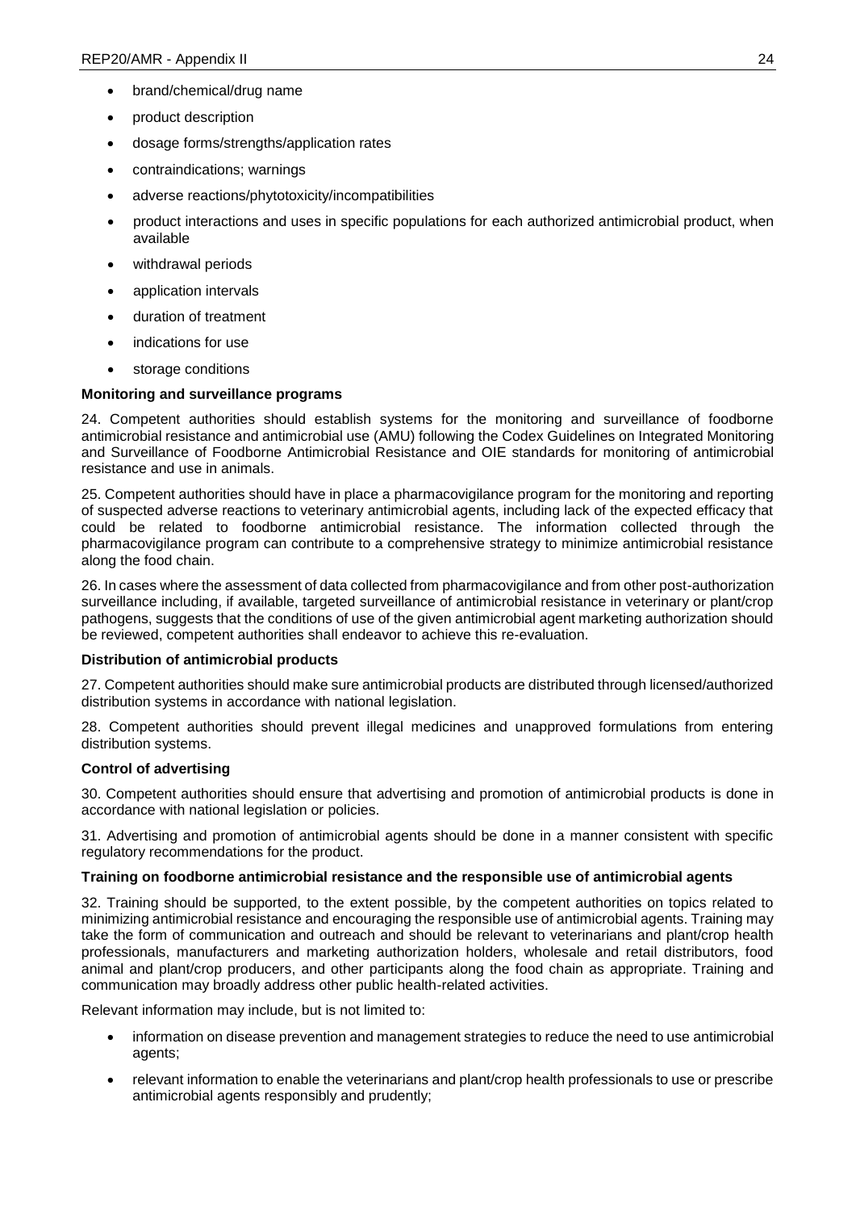- brand/chemical/drug name
- product description
- dosage forms/strengths/application rates
- contraindications; warnings
- adverse reactions/phytotoxicity/incompatibilities
- product interactions and uses in specific populations for each authorized antimicrobial product, when available
- withdrawal periods
- application intervals
- duration of treatment
- indications for use
- storage conditions

**Monitoring and surveillance programs**

24. Competent authorities should establish systems for the monitoring and surveillance of foodborne antimicrobial resistance and antimicrobial use (AMU) following the Codex Guidelines on Integrated Monitoring and Surveillance of Foodborne Antimicrobial Resistance and OIE standards for monitoring of antimicrobial resistance and use in animals.

25. Competent authorities should have in place a pharmacovigilance program for the monitoring and reporting of suspected adverse reactions to veterinary antimicrobial agents, including lack of the expected efficacy that could be related to foodborne antimicrobial resistance. The information collected through the pharmacovigilance program can contribute to a comprehensive strategy to minimize antimicrobial resistance along the food chain.

26. In cases where the assessment of data collected from pharmacovigilance and from other post-authorization surveillance including, if available, targeted surveillance of antimicrobial resistance in veterinary or plant/crop pathogens, suggests that the conditions of use of the given antimicrobial agent marketing authorization should be reviewed, competent authorities shall endeavor to achieve this re-evaluation.

**Distribution of antimicrobial products**

27. Competent authorities should make sure antimicrobial products are distributed through licensed/authorized distribution systems in accordance with national legislation.

28. Competent authorities should prevent illegal medicines and unapproved formulations from entering distribution systems.

**Control of advertising**

30. Competent authorities should ensure that advertising and promotion of antimicrobial products is done in accordance with national legislation or policies.

31. Advertising and promotion of antimicrobial agents should be done in a manner consistent with specific regulatory recommendations for the product.

**Training on foodborne antimicrobial resistance and the responsible use of antimicrobial agents**

32. Training should be supported, to the extent possible, by the competent authorities on topics related to minimizing antimicrobial resistance and encouraging the responsible use of antimicrobial agents. Training may take the form of communication and outreach and should be relevant to veterinarians and plant/crop health professionals, manufacturers and marketing authorization holders, wholesale and retail distributors, food animal and plant/crop producers, and other participants along the food chain as appropriate. Training and communication may broadly address other public health-related activities.

Relevant information may include, but is not limited to:

- information on disease prevention and management strategies to reduce the need to use antimicrobial agents;
- relevant information to enable the veterinarians and plant/crop health professionals to use or prescribe antimicrobial agents responsibly and prudently;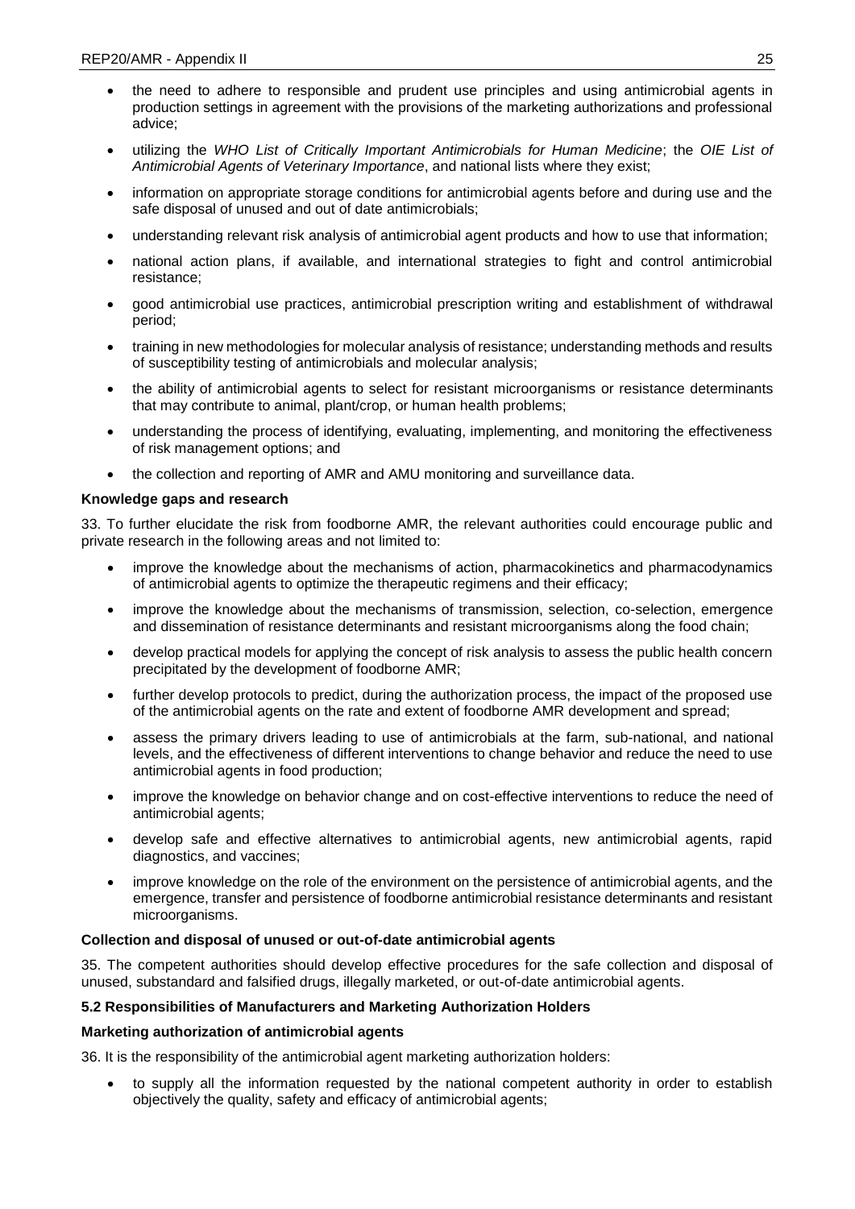- the need to adhere to responsible and prudent use principles and using antimicrobial agents in production settings in agreement with the provisions of the marketing authorizations and professional advice;
- utilizing the *WHO List of Critically Important Antimicrobials for Human Medicine*; the *OIE List of Antimicrobial Agents of Veterinary Importance*, and national lists where they exist;
- information on appropriate storage conditions for antimicrobial agents before and during use and the safe disposal of unused and out of date antimicrobials;
- understanding relevant risk analysis of antimicrobial agent products and how to use that information;
- national action plans, if available, and international strategies to fight and control antimicrobial resistance;
- good antimicrobial use practices, antimicrobial prescription writing and establishment of withdrawal period;
- training in new methodologies for molecular analysis of resistance; understanding methods and results of susceptibility testing of antimicrobials and molecular analysis;
- the ability of antimicrobial agents to select for resistant microorganisms or resistance determinants that may contribute to animal, plant/crop, or human health problems;
- understanding the process of identifying, evaluating, implementing, and monitoring the effectiveness of risk management options; and
- the collection and reporting of AMR and AMU monitoring and surveillance data.

**Knowledge gaps and research**

33. To further elucidate the risk from foodborne AMR, the relevant authorities could encourage public and private research in the following areas and not limited to:

- improve the knowledge about the mechanisms of action, pharmacokinetics and pharmacodynamics of antimicrobial agents to optimize the therapeutic regimens and their efficacy;
- improve the knowledge about the mechanisms of transmission, selection, co-selection, emergence and dissemination of resistance determinants and resistant microorganisms along the food chain;
- develop practical models for applying the concept of risk analysis to assess the public health concern precipitated by the development of foodborne AMR;
- further develop protocols to predict, during the authorization process, the impact of the proposed use of the antimicrobial agents on the rate and extent of foodborne AMR development and spread;
- assess the primary drivers leading to use of antimicrobials at the farm, sub-national, and national levels, and the effectiveness of different interventions to change behavior and reduce the need to use antimicrobial agents in food production;
- improve the knowledge on behavior change and on cost-effective interventions to reduce the need of antimicrobial agents;
- develop safe and effective alternatives to antimicrobial agents, new antimicrobial agents, rapid diagnostics, and vaccines;
- improve knowledge on the role of the environment on the persistence of antimicrobial agents, and the emergence, transfer and persistence of foodborne antimicrobial resistance determinants and resistant microorganisms.

**Collection and disposal of unused or out-of-date antimicrobial agents**

35. The competent authorities should develop effective procedures for the safe collection and disposal of unused, substandard and falsified drugs, illegally marketed, or out-of-date antimicrobial agents.

**5.2 Responsibilities of Manufacturers and Marketing Authorization Holders**

**Marketing authorization of antimicrobial agents**

36. It is the responsibility of the antimicrobial agent marketing authorization holders:

- to supply all the information requested by the national competent authority in order to establish objectively the quality, safety and efficacy of antimicrobial agents;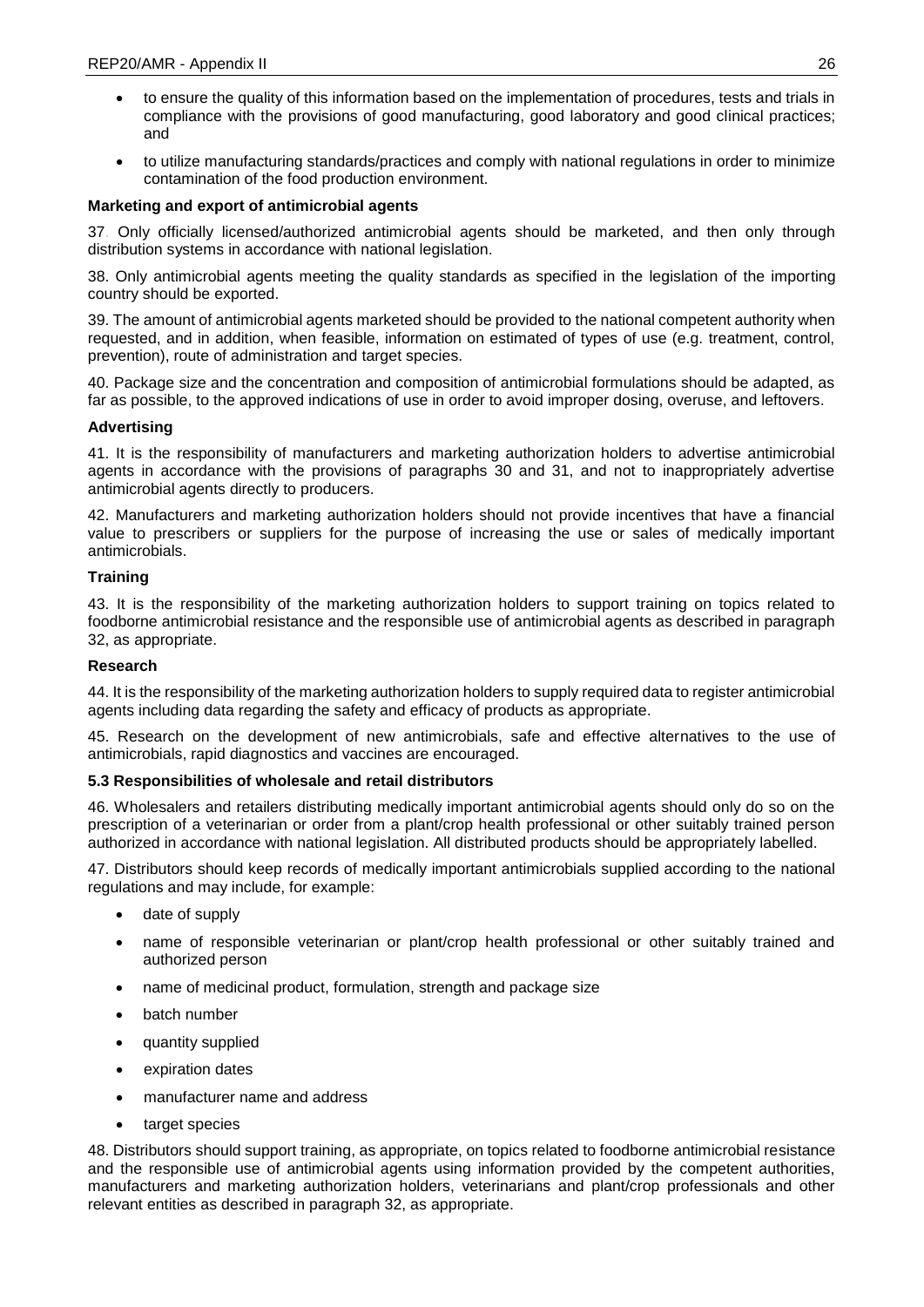- to ensure the quality of this information based on the implementation of procedures, tests and trials in compliance with the provisions of good manufacturing, good laboratory and good clinical practices; and
- to utilize manufacturing standards/practices and comply with national regulations in order to minimize contamination of the food production environment.

**Marketing and export of antimicrobial agents**

37. Only officially licensed/authorized antimicrobial agents should be marketed, and then only through distribution systems in accordance with national legislation.

38. Only antimicrobial agents meeting the quality standards as specified in the legislation of the importing country should be exported.

39. The amount of antimicrobial agents marketed should be provided to the national competent authority when requested, and in addition, when feasible, information on estimated of types of use (e.g. treatment, control, prevention), route of administration and target species.

40. Package size and the concentration and composition of antimicrobial formulations should be adapted, as far as possible, to the approved indications of use in order to avoid improper dosing, overuse, and leftovers.

**Advertising**

41. It is the responsibility of manufacturers and marketing authorization holders to advertise antimicrobial agents in accordance with the provisions of paragraphs 30 and 31, and not to inappropriately advertise antimicrobial agents directly to producers.

42. Manufacturers and marketing authorization holders should not provide incentives that have a financial value to prescribers or suppliers for the purpose of increasing the use or sales of medically important antimicrobials.

**Training**

43. It is the responsibility of the marketing authorization holders to support training on topics related to foodborne antimicrobial resistance and the responsible use of antimicrobial agents as described in paragraph 32, as appropriate.

**Research**

44. It is the responsibility of the marketing authorization holders to supply required data to register antimicrobial agents including data regarding the safety and efficacy of products as appropriate.

45. Research on the development of new antimicrobials, safe and effective alternatives to the use of antimicrobials, rapid diagnostics and vaccines are encouraged.

**5.3 Responsibilities of wholesale and retail distributors**

46. Wholesalers and retailers distributing medically important antimicrobial agents should only do so on the prescription of a veterinarian or order from a plant/crop health professional or other suitably trained person authorized in accordance with national legislation. All distributed products should be appropriately labelled.

47. Distributors should keep records of medically important antimicrobials supplied according to the national regulations and may include, for example:

- date of supply
- name of responsible veterinarian or plant/crop health professional or other suitably trained and authorized person
- name of medicinal product, formulation, strength and package size
- batch number
- quantity supplied
- expiration dates
- manufacturer name and address
- target species

48. Distributors should support training, as appropriate, on topics related to foodborne antimicrobial resistance and the responsible use of antimicrobial agents using information provided by the competent authorities, manufacturers and marketing authorization holders, veterinarians and plant/crop professionals and other relevant entities as described in paragraph 32, as appropriate.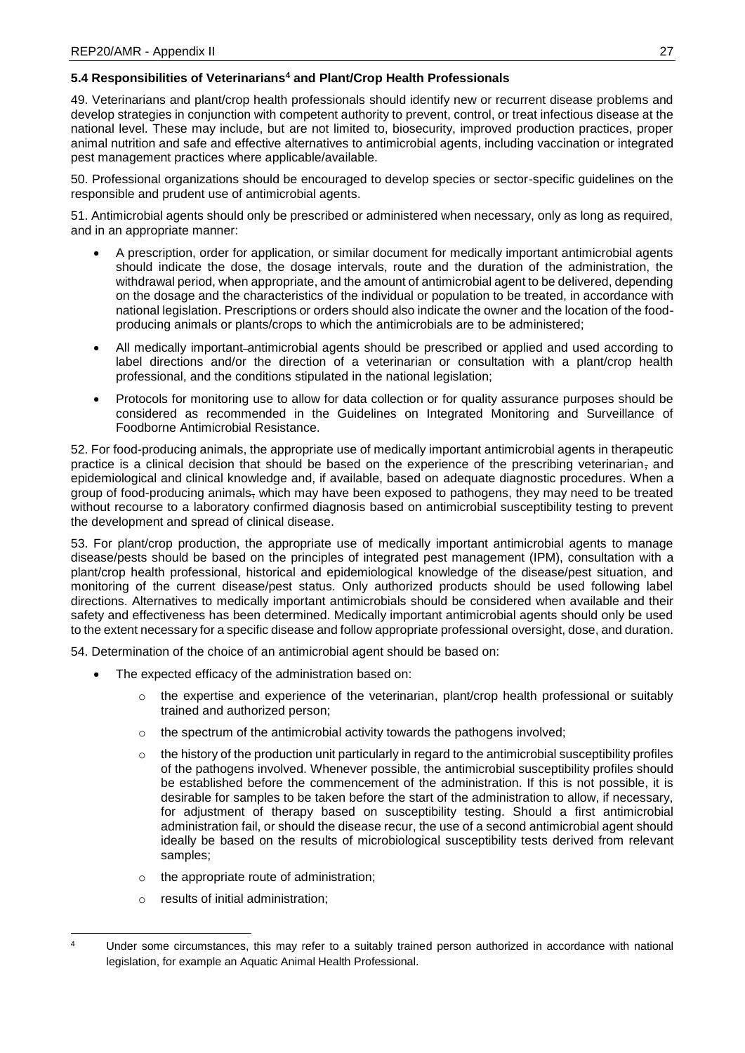### 5.4 Responsibilities of Veterinarians[4] and Plant/Crop Health Professionals

49. Veterinarians and plant/crop health professionals should identify new or recurrent disease problems and develop strategies in conjunction with competent authority to prevent, control, or treat infectious disease at the national level. These may include, but are not limited to, biosecurity, improved production practices, proper animal nutrition and safe and effective alternatives to antimicrobial agents, including vaccination or integrated pest management practices where applicable/available.

50. Professional organizations should be encouraged to develop species or sector-specific guidelines on the responsible and prudent use of antimicrobial agents.

51. Antimicrobial agents should only be prescribed or administered when necessary, only as long as required, and in an appropriate manner:

- A prescription, order for application, or similar document for medically important antimicrobial agents should indicate the dose, the dosage intervals, route and the duration of the administration, the withdrawal period, when appropriate, and the amount of antimicrobial agent to be delivered, depending on the dosage and the characteristics of the individual or population to be treated, in accordance with national legislation. Prescriptions or orders should also indicate the owner and the location of the food-producing animals or plants/crops to which the antimicrobials are to be administered;
- All medically important antimicrobial agents should be prescribed or applied and used according to label directions and/or the direction of a veterinarian or consultation with a plant/crop health professional, and the conditions stipulated in the national legislation;
- Protocols for monitoring use to allow for data collection or for quality assurance purposes should be considered as recommended in the Guidelines on Integrated Monitoring and Surveillance of Foodborne Antimicrobial Resistance.

52. For food-producing animals, the appropriate use of medically important antimicrobial agents in therapeutic practice is a clinical decision that should be based on the experience of the prescribing veterinarian, and epidemiological and clinical knowledge and, if available, based on adequate diagnostic procedures. When a group of food-producing animals, which may have been exposed to pathogens, they may need to be treated without recourse to a laboratory confirmed diagnosis based on antimicrobial susceptibility testing to prevent the development and spread of clinical disease.

53. For plant/crop production, the appropriate use of medically important antimicrobial agents to manage disease/pests should be based on the principles of integrated pest management (IPM), consultation with a plant/crop health professional, historical and epidemiological knowledge of the disease/pest situation, and monitoring of the current disease/pest status. Only authorized products should be used following label directions. Alternatives to medically important antimicrobials should be considered when available and their safety and effectiveness has been determined. Medically important antimicrobial agents should only be used to the extent necessary for a specific disease and follow appropriate professional oversight, dose, and duration.

54. Determination of the choice of an antimicrobial agent should be based on:

- The expected efficacy of the administration based on:
  - the expertise and experience of the veterinarian, plant/crop health professional or suitably trained and authorized person;
  - the spectrum of the antimicrobial activity towards the pathogens involved;
  - the history of the production unit particularly in regard to the antimicrobial susceptibility profiles of the pathogens involved. Whenever possible, the antimicrobial susceptibility profiles should be established before the commencement of the administration. If this is not possible, it is desirable for samples to be taken before the start of the administration to allow, if necessary, for adjustment of therapy based on susceptibility testing. Should a first antimicrobial administration fail, or should the disease recur, the use of a second antimicrobial agent should ideally be based on the results of microbiological susceptibility tests derived from relevant samples;
  - the appropriate route of administration;
  - results of initial administration;

[4] Under some circumstances, this may refer to a suitably trained person authorized in accordance with national legislation, for example an Aquatic Animal Health Professional.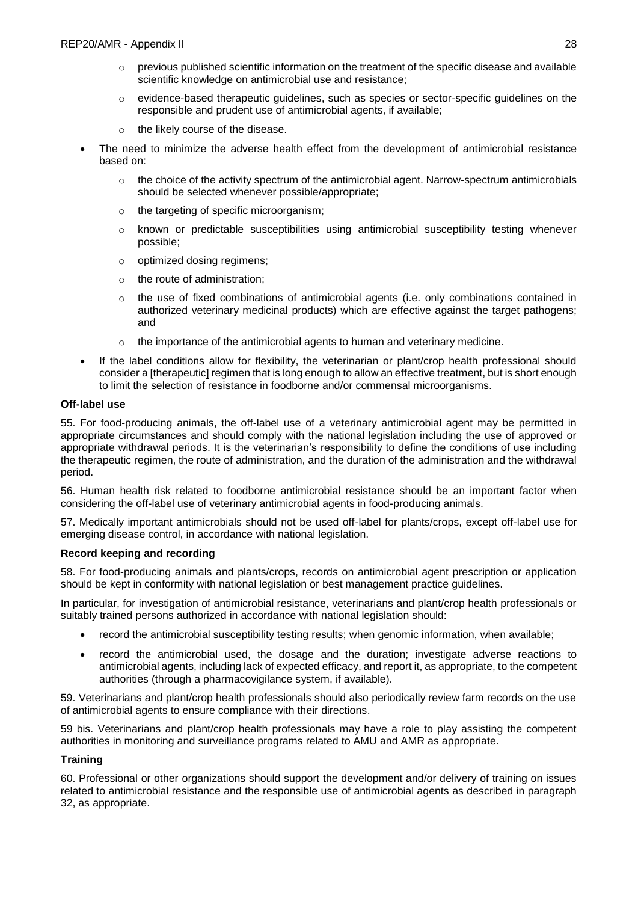- previous published scientific information on the treatment of the specific disease and available scientific knowledge on antimicrobial use and resistance;
    - evidence-based therapeutic guidelines, such as species or sector-specific guidelines on the responsible and prudent use of antimicrobial agents, if available;
    - the likely course of the disease.
- The need to minimize the adverse health effect from the development of antimicrobial resistance based on:
    - the choice of the activity spectrum of the antimicrobial agent. Narrow-spectrum antimicrobials should be selected whenever possible/appropriate;
    - the targeting of specific microorganism;
    - known or predictable susceptibilities using antimicrobial susceptibility testing whenever possible;
    - optimized dosing regimens;
    - the route of administration;
    - the use of fixed combinations of antimicrobial agents (i.e. only combinations contained in authorized veterinary medicinal products) which are effective against the target pathogens; and
    - the importance of the antimicrobial agents to human and veterinary medicine.
- If the label conditions allow for flexibility, the veterinarian or plant/crop health professional should consider a [therapeutic] regimen that is long enough to allow an effective treatment, but is short enough to limit the selection of resistance in foodborne and/or commensal microorganisms.

**Off-label use**

55. For food-producing animals, the off-label use of a veterinary antimicrobial agent may be permitted in appropriate circumstances and should comply with the national legislation including the use of approved or appropriate withdrawal periods. It is the veterinarian's responsibility to define the conditions of use including the therapeutic regimen, the route of administration, and the duration of the administration and the withdrawal period.

56. Human health risk related to foodborne antimicrobial resistance should be an important factor when considering the off-label use of veterinary antimicrobial agents in food-producing animals.

57. Medically important antimicrobials should not be used off-label for plants/crops, except off-label use for emerging disease control, in accordance with national legislation.

**Record keeping and recording**

58. For food-producing animals and plants/crops, records on antimicrobial agent prescription or application should be kept in conformity with national legislation or best management practice guidelines.

In particular, for investigation of antimicrobial resistance, veterinarians and plant/crop health professionals or suitably trained persons authorized in accordance with national legislation should:

- record the antimicrobial susceptibility testing results; when genomic information, when available;
- record the antimicrobial used, the dosage and the duration; investigate adverse reactions to antimicrobial agents, including lack of expected efficacy, and report it, as appropriate, to the competent authorities (through a pharmacovigilance system, if available).

59. Veterinarians and plant/crop health professionals should also periodically review farm records on the use of antimicrobial agents to ensure compliance with their directions.

59 bis. Veterinarians and plant/crop health professionals may have a role to play assisting the competent authorities in monitoring and surveillance programs related to AMU and AMR as appropriate.

**Training**

60. Professional or other organizations should support the development and/or delivery of training on issues related to antimicrobial resistance and the responsible use of antimicrobial agents as described in paragraph 32, as appropriate.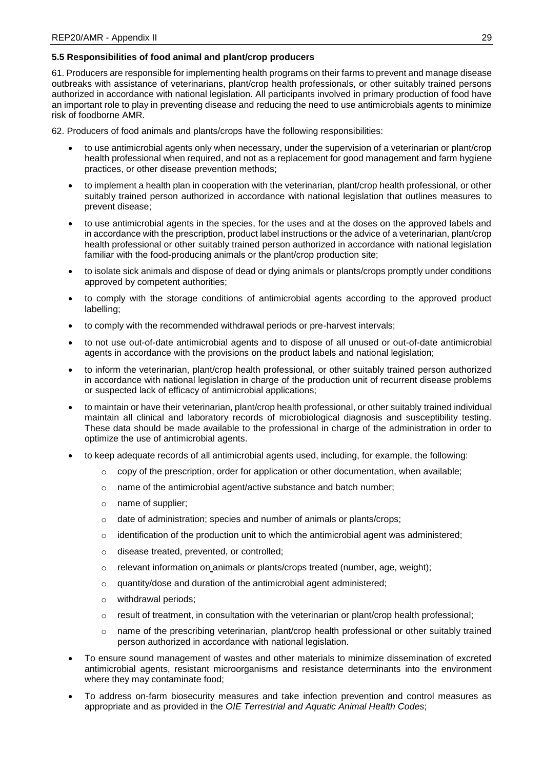### 5.5 Responsibilities of food animal and plant/crop producers

61. Producers are responsible for implementing health programs on their farms to prevent and manage disease outbreaks with assistance of veterinarians, plant/crop health professionals, or other suitably trained persons authorized in accordance with national legislation. All participants involved in primary production of food have an important role to play in preventing disease and reducing the need to use antimicrobials agents to minimize risk of foodborne AMR.

62. Producers of food animals and plants/crops have the following responsibilities:

- to use antimicrobial agents only when necessary, under the supervision of a veterinarian or plant/crop health professional when required, and not as a replacement for good management and farm hygiene practices, or other disease prevention methods;
- to implement a health plan in cooperation with the veterinarian, plant/crop health professional, or other suitably trained person authorized in accordance with national legislation that outlines measures to prevent disease;
- to use antimicrobial agents in the species, for the uses and at the doses on the approved labels and in accordance with the prescription, product label instructions or the advice of a veterinarian, plant/crop health professional or other suitably trained person authorized in accordance with national legislation familiar with the food-producing animals or the plant/crop production site;
- to isolate sick animals and dispose of dead or dying animals or plants/crops promptly under conditions approved by competent authorities;
- to comply with the storage conditions of antimicrobial agents according to the approved product labelling;
- to comply with the recommended withdrawal periods or pre-harvest intervals;
- to not use out-of-date antimicrobial agents and to dispose of all unused or out-of-date antimicrobial agents in accordance with the provisions on the product labels and national legislation;
- to inform the veterinarian, plant/crop health professional, or other suitably trained person authorized in accordance with national legislation in charge of the production unit of recurrent disease problems or suspected lack of efficacy of antimicrobial applications;
- to maintain or have their veterinarian, plant/crop health professional, or other suitably trained individual maintain all clinical and laboratory records of microbiological diagnosis and susceptibility testing. These data should be made available to the professional in charge of the administration in order to optimize the use of antimicrobial agents.
- to keep adequate records of all antimicrobial agents used, including, for example, the following:
  - copy of the prescription, order for application or other documentation, when available;
  - name of the antimicrobial agent/active substance and batch number;
  - name of supplier;
  - date of administration; species and number of animals or plants/crops;
  - identification of the production unit to which the antimicrobial agent was administered;
  - disease treated, prevented, or controlled;
  - relevant information on animals or plants/crops treated (number, age, weight);
  - quantity/dose and duration of the antimicrobial agent administered;
  - withdrawal periods;
  - result of treatment, in consultation with the veterinarian or plant/crop health professional;
  - name of the prescribing veterinarian, plant/crop health professional or other suitably trained person authorized in accordance with national legislation.
- To ensure sound management of wastes and other materials to minimize dissemination of excreted antimicrobial agents, resistant microorganisms and resistance determinants into the environment where they may contaminate food;
- To address on-farm biosecurity measures and take infection prevention and control measures as appropriate and as provided in the *OIE Terrestrial and Aquatic Animal Health Codes*;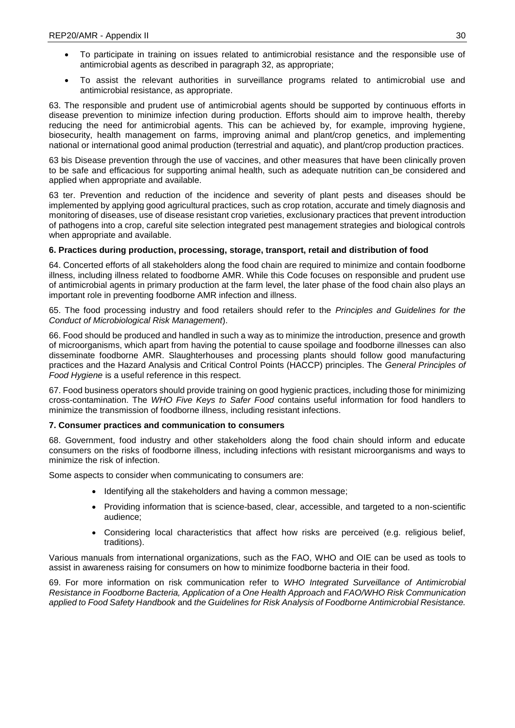- To participate in training on issues related to antimicrobial resistance and the responsible use of antimicrobial agents as described in paragraph 32, as appropriate;
- To assist the relevant authorities in surveillance programs related to antimicrobial use and antimicrobial resistance, as appropriate.

63. The responsible and prudent use of antimicrobial agents should be supported by continuous efforts in disease prevention to minimize infection during production. Efforts should aim to improve health, thereby reducing the need for antimicrobial agents. This can be achieved by, for example, improving hygiene, biosecurity, health management on farms, improving animal and plant/crop genetics, and implementing national or international good animal production (terrestrial and aquatic), and plant/crop production practices.

63 bis Disease prevention through the use of vaccines, and other measures that have been clinically proven to be safe and efficacious for supporting animal health, such as adequate nutrition can be considered and applied when appropriate and available.

63 ter. Prevention and reduction of the incidence and severity of plant pests and diseases should be implemented by applying good agricultural practices, such as crop rotation, accurate and timely diagnosis and monitoring of diseases, use of disease resistant crop varieties, exclusionary practices that prevent introduction of pathogens into a crop, careful site selection integrated pest management strategies and biological controls when appropriate and available.

**6. Practices during production, processing, storage, transport, retail and distribution of food**

64. Concerted efforts of all stakeholders along the food chain are required to minimize and contain foodborne illness, including illness related to foodborne AMR. While this Code focuses on responsible and prudent use of antimicrobial agents in primary production at the farm level, the later phase of the food chain also plays an important role in preventing foodborne AMR infection and illness.

65. The food processing industry and food retailers should refer to the *Principles and Guidelines for the Conduct of Microbiological Risk Management*).

66. Food should be produced and handled in such a way as to minimize the introduction, presence and growth of microorganisms, which apart from having the potential to cause spoilage and foodborne illnesses can also disseminate foodborne AMR. Slaughterhouses and processing plants should follow good manufacturing practices and the Hazard Analysis and Critical Control Points (HACCP) principles. The *General Principles of Food Hygiene* is a useful reference in this respect.

67. Food business operators should provide training on good hygienic practices, including those for minimizing cross-contamination. The *WHO Five Keys to Safer Food* contains useful information for food handlers to minimize the transmission of foodborne illness, including resistant infections.

**7. Consumer practices and communication to consumers**

68. Government, food industry and other stakeholders along the food chain should inform and educate consumers on the risks of foodborne illness, including infections with resistant microorganisms and ways to minimize the risk of infection.

Some aspects to consider when communicating to consumers are:

- Identifying all the stakeholders and having a common message;
- Providing information that is science-based, clear, accessible, and targeted to a non-scientific audience;
- Considering local characteristics that affect how risks are perceived (e.g. religious belief, traditions).

Various manuals from international organizations, such as the FAO, WHO and OIE can be used as tools to assist in awareness raising for consumers on how to minimize foodborne bacteria in their food.

69. For more information on risk communication refer to *WHO Integrated Surveillance of Antimicrobial Resistance in Foodborne Bacteria, Application of a One Health Approach* and *FAO/WHO Risk Communication applied to Food Safety Handbook* and *the Guidelines for Risk Analysis of Foodborne Antimicrobial Resistance.*